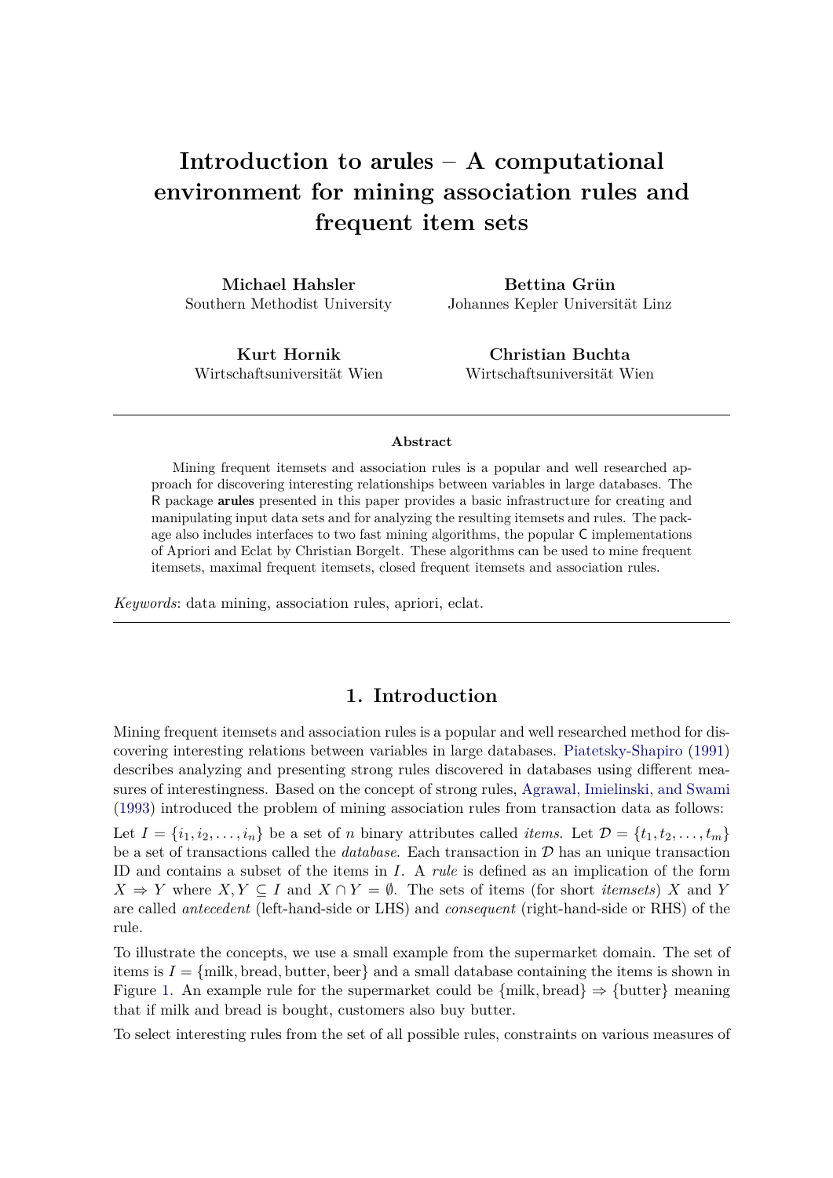# Introduction to arules – A computational environment for mining association rules and frequent item sets

**Michael Hahsler**
Southern Methodist University

**Bettina Grün**
Johannes Kepler Universität Linz

**Kurt Hornik**
Wirtschaftsuniversität Wien

**Christian Buchta**
Wirtschaftsuniversität Wien

---

**Abstract**

Mining frequent itemsets and association rules is a popular and well researched approach for discovering interesting relationships between variables in large databases. The R package **arules** presented in this paper provides a basic infrastructure for creating and manipulating input data sets and for analyzing the resulting itemsets and rules. The package also includes interfaces to two fast mining algorithms, the popular C implementations of Apriori and Eclat by Christian Borgelt. These algorithms can be used to mine frequent itemsets, maximal frequent itemsets, closed frequent itemsets and association rules.

*Keywords*: data mining, association rules, apriori, eclat.

---

## 1. Introduction

Mining frequent itemsets and association rules is a popular and well researched method for discovering interesting relations between variables in large databases. Piatetsky-Shapiro (1991) describes analyzing and presenting strong rules discovered in databases using different measures of interestingness. Based on the concept of strong rules, Agrawal, Imielinski, and Swami (1993) introduced the problem of mining association rules from transaction data as follows:

Let $I = \{i_1, i_2, \ldots, i_n\}$ be a set of $n$ binary attributes called *items*. Let $\mathcal{D} = \{t_1, t_2, \ldots, t_m\}$ be a set of transactions called the *database*. Each transaction in $\mathcal{D}$ has an unique transaction ID and contains a subset of the items in $I$. A *rule* is defined as an implication of the form $X \Rightarrow Y$ where $X, Y \subseteq I$ and $X \cap Y = \emptyset$. The sets of items (for short *itemsets*) $X$ and $Y$ are called *antecedent* (left-hand-side or LHS) and *consequent* (right-hand-side or RHS) of the rule.

To illustrate the concepts, we use a small example from the supermarket domain. The set of items is $I = \{\text{milk}, \text{bread}, \text{butter}, \text{beer}\}$ and a small database containing the items is shown in Figure 1. An example rule for the supermarket could be $\{\text{milk}, \text{bread}\} \Rightarrow \{\text{butter}\}$ meaning that if milk and bread is bought, customers also buy butter.

To select interesting rules from the set of all possible rules, constraints on various measures of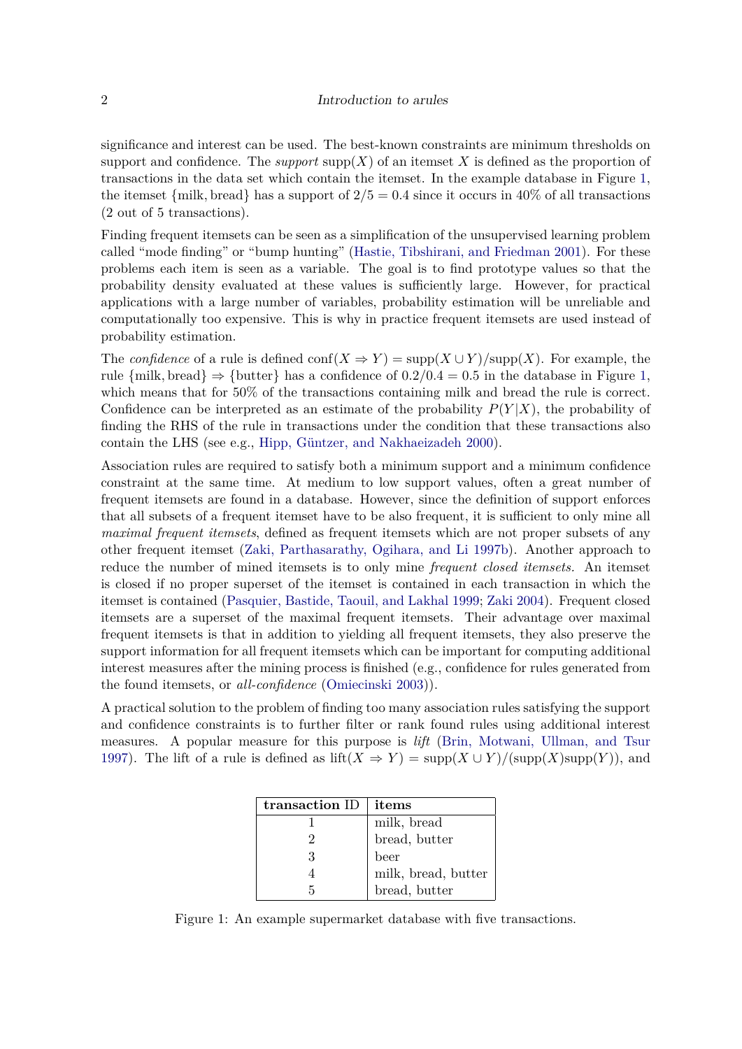significance and interest can be used. The best-known constraints are minimum thresholds on support and confidence. The *support* $\text{supp}(X)$ of an itemset $X$ is defined as the proportion of transactions in the data set which contain the itemset. In the example database in Figure 1, the itemset $\{\text{milk}, \text{bread}\}$ has a support of $2/5 = 0.4$ since it occurs in 40% of all transactions (2 out of 5 transactions).

Finding frequent itemsets can be seen as a simplification of the unsupervised learning problem called "mode finding" or "bump hunting" (Hastie, Tibshirani, and Friedman 2001). For these problems each item is seen as a variable. The goal is to find prototype values so that the probability density evaluated at these values is sufficiently large. However, for practical applications with a large number of variables, probability estimation will be unreliable and computationally too expensive. This is why in practice frequent itemsets are used instead of probability estimation.

The *confidence* of a rule is defined $\text{conf}(X \Rightarrow Y) = \text{supp}(X \cup Y)/\text{supp}(X)$. For example, the rule $\{\text{milk}, \text{bread}\} \Rightarrow \{\text{butter}\}$ has a confidence of $0.2/0.4 = 0.5$ in the database in Figure 1, which means that for 50% of the transactions containing milk and bread the rule is correct. Confidence can be interpreted as an estimate of the probability $P(Y|X)$, the probability of finding the RHS of the rule in transactions under the condition that these transactions also contain the LHS (see e.g., Hipp, Güntzer, and Nakhaeizadeh 2000).

Association rules are required to satisfy both a minimum support and a minimum confidence constraint at the same time. At medium to low support values, often a great number of frequent itemsets are found in a database. However, since the definition of support enforces that all subsets of a frequent itemset have to be also frequent, it is sufficient to only mine all *maximal frequent itemsets*, defined as frequent itemsets which are not proper subsets of any other frequent itemset (Zaki, Parthasarathy, Ogihara, and Li 1997b). Another approach to reduce the number of mined itemsets is to only mine *frequent closed itemsets.* An itemset is closed if no proper superset of the itemset is contained in each transaction in which the itemset is contained (Pasquier, Bastide, Taouil, and Lakhal 1999; Zaki 2004). Frequent closed itemsets are a superset of the maximal frequent itemsets. Their advantage over maximal frequent itemsets is that in addition to yielding all frequent itemsets, they also preserve the support information for all frequent itemsets which can be important for computing additional interest measures after the mining process is finished (e.g., confidence for rules generated from the found itemsets, or *all-confidence* (Omiecinski 2003)).

A practical solution to the problem of finding too many association rules satisfying the support and confidence constraints is to further filter or rank found rules using additional interest measures. A popular measure for this purpose is *lift* (Brin, Motwani, Ullman, and Tsur 1997). The lift of a rule is defined as $\text{lift}(X \Rightarrow Y) = \text{supp}(X \cup Y)/(\text{supp}(X)\text{supp}(Y))$, and

| transaction ID | items |
|---|---|
| 1 | milk, bread |
| 2 | bread, butter |
| 3 | beer |
| 4 | milk, bread, butter |
| 5 | bread, butter |

Figure 1: An example supermarket database with five transactions.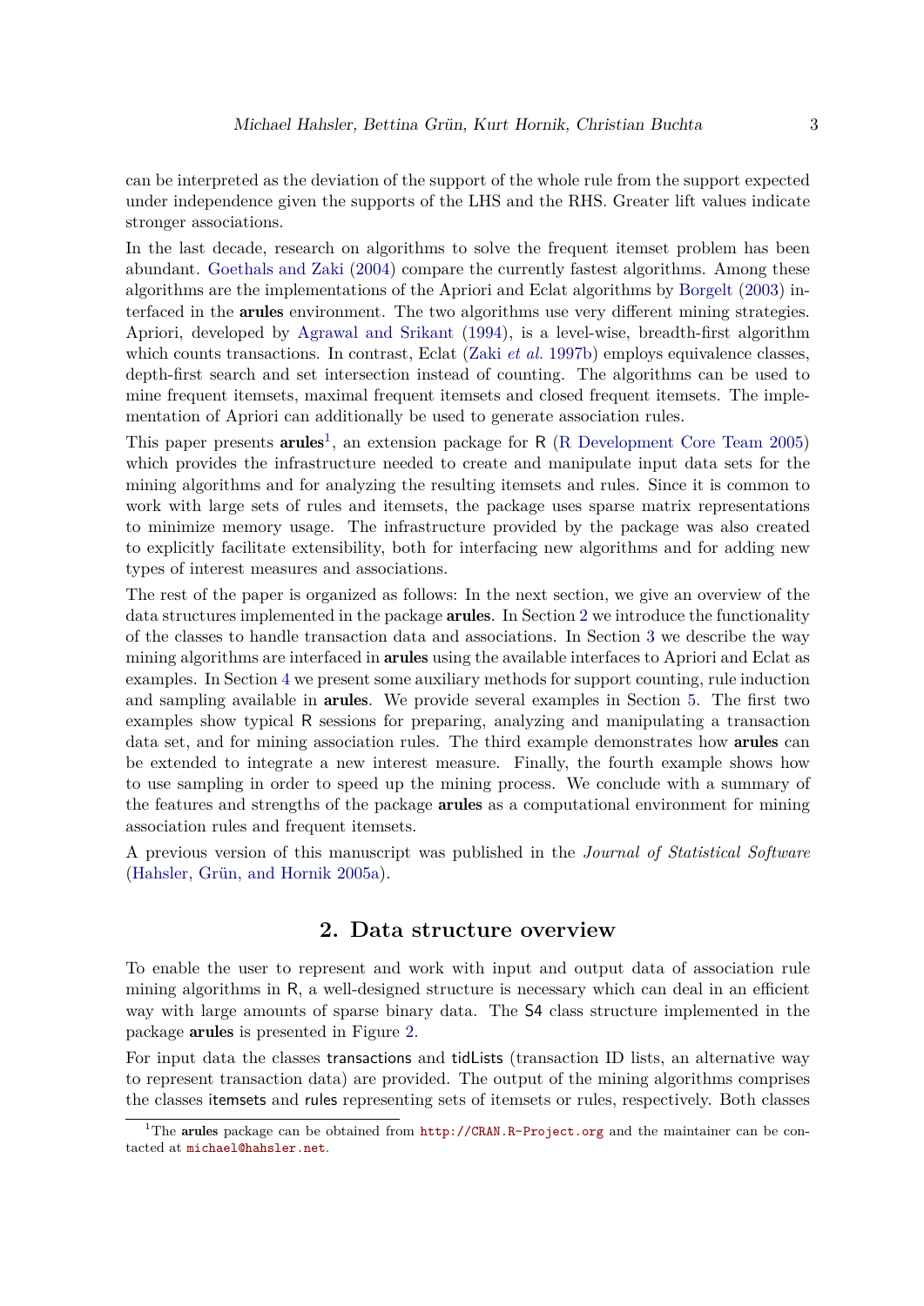can be interpreted as the deviation of the support of the whole rule from the support expected under independence given the supports of the LHS and the RHS. Greater lift values indicate stronger associations.

In the last decade, research on algorithms to solve the frequent itemset problem has been abundant. Goethals and Zaki (2004) compare the currently fastest algorithms. Among these algorithms are the implementations of the Apriori and Eclat algorithms by Borgelt (2003) interfaced in the **arules** environment. The two algorithms use very different mining strategies. Apriori, developed by Agrawal and Srikant (1994), is a level-wise, breadth-first algorithm which counts transactions. In contrast, Eclat (Zaki *et al.* 1997b) employs equivalence classes, depth-first search and set intersection instead of counting. The algorithms can be used to mine frequent itemsets, maximal frequent itemsets and closed frequent itemsets. The implementation of Apriori can additionally be used to generate association rules.

This paper presents **arules**[1], an extension package for R (R Development Core Team 2005) which provides the infrastructure needed to create and manipulate input data sets for the mining algorithms and for analyzing the resulting itemsets and rules. Since it is common to work with large sets of rules and itemsets, the package uses sparse matrix representations to minimize memory usage. The infrastructure provided by the package was also created to explicitly facilitate extensibility, both for interfacing new algorithms and for adding new types of interest measures and associations.

The rest of the paper is organized as follows: In the next section, we give an overview of the data structures implemented in the package **arules**. In Section 2 we introduce the functionality of the classes to handle transaction data and associations. In Section 3 we describe the way mining algorithms are interfaced in **arules** using the available interfaces to Apriori and Eclat as examples. In Section 4 we present some auxiliary methods for support counting, rule induction and sampling available in **arules**. We provide several examples in Section 5. The first two examples show typical R sessions for preparing, analyzing and manipulating a transaction data set, and for mining association rules. The third example demonstrates how **arules** can be extended to integrate a new interest measure. Finally, the fourth example shows how to use sampling in order to speed up the mining process. We conclude with a summary of the features and strengths of the package **arules** as a computational environment for mining association rules and frequent itemsets.

A previous version of this manuscript was published in the *Journal of Statistical Software* (Hahsler, Grün, and Hornik 2005a).

## 2. Data structure overview

To enable the user to represent and work with input and output data of association rule mining algorithms in R, a well-designed structure is necessary which can deal in an efficient way with large amounts of sparse binary data. The S4 class structure implemented in the package **arules** is presented in Figure 2.

For input data the classes transactions and tidLists (transaction ID lists, an alternative way to represent transaction data) are provided. The output of the mining algorithms comprises the classes itemsets and rules representing sets of itemsets or rules, respectively. Both classes

[1] The **arules** package can be obtained from http://CRAN.R-Project.org and the maintainer can be contacted at michael@hahsler.net.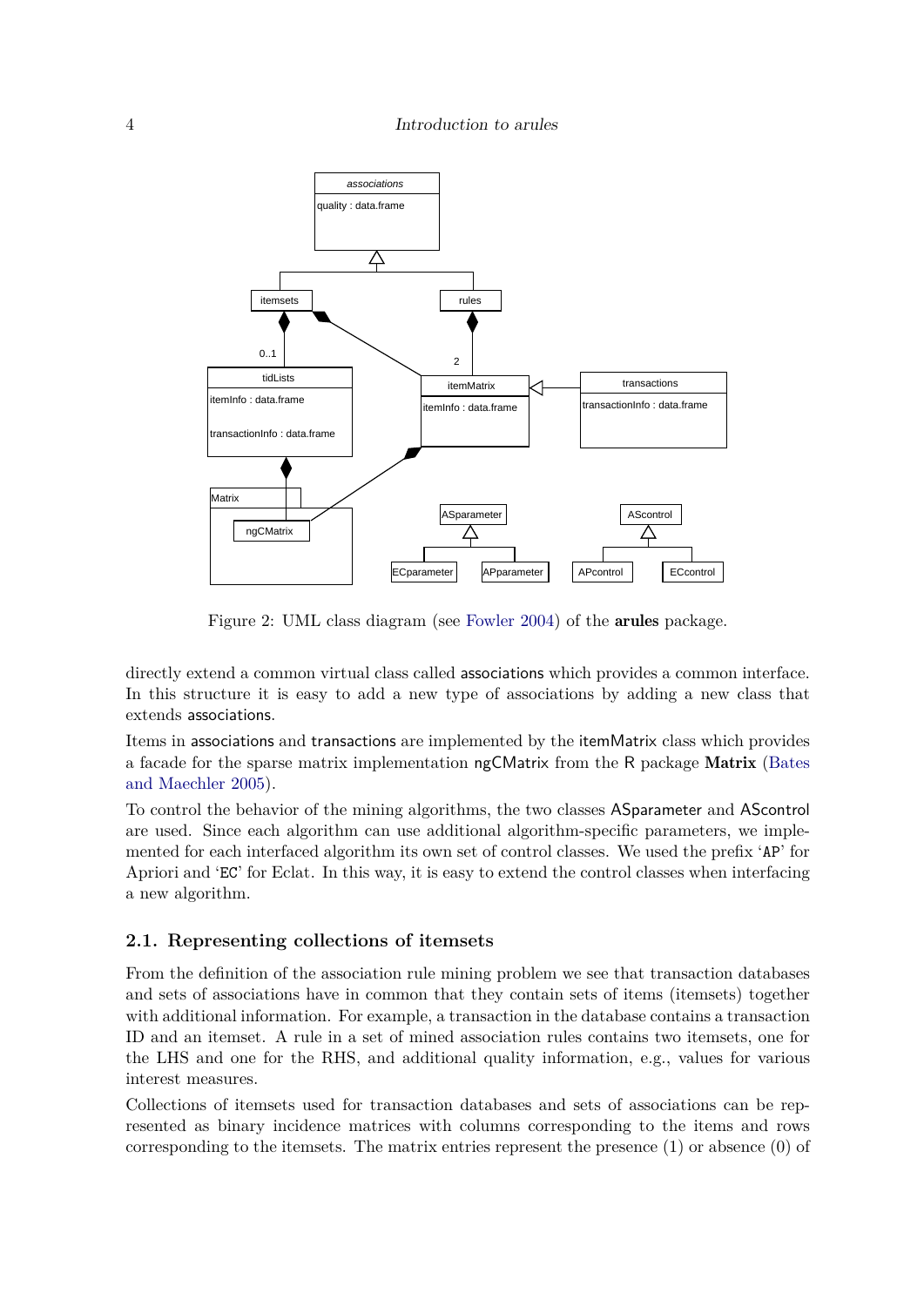Figure 2: UML class diagram (see Fowler 2004) of the **arules** package.

directly extend a common virtual class called associations which provides a common interface. In this structure it is easy to add a new type of associations by adding a new class that extends associations.

Items in associations and transactions are implemented by the itemMatrix class which provides a facade for the sparse matrix implementation ngCMatrix from the R package **Matrix** (Bates and Maechler 2005).

To control the behavior of the mining algorithms, the two classes ASparameter and AScontrol are used. Since each algorithm can use additional algorithm-specific parameters, we implemented for each interfaced algorithm its own set of control classes. We used the prefix 'AP' for Apriori and 'EC' for Eclat. In this way, it is easy to extend the control classes when interfacing a new algorithm.

### 2.1. Representing collections of itemsets

From the definition of the association rule mining problem we see that transaction databases and sets of associations have in common that they contain sets of items (itemsets) together with additional information. For example, a transaction in the database contains a transaction ID and an itemset. A rule in a set of mined association rules contains two itemsets, one for the LHS and one for the RHS, and additional quality information, e.g., values for various interest measures.

Collections of itemsets used for transaction databases and sets of associations can be represented as binary incidence matrices with columns corresponding to the items and rows corresponding to the itemsets. The matrix entries represent the presence (1) or absence (0) of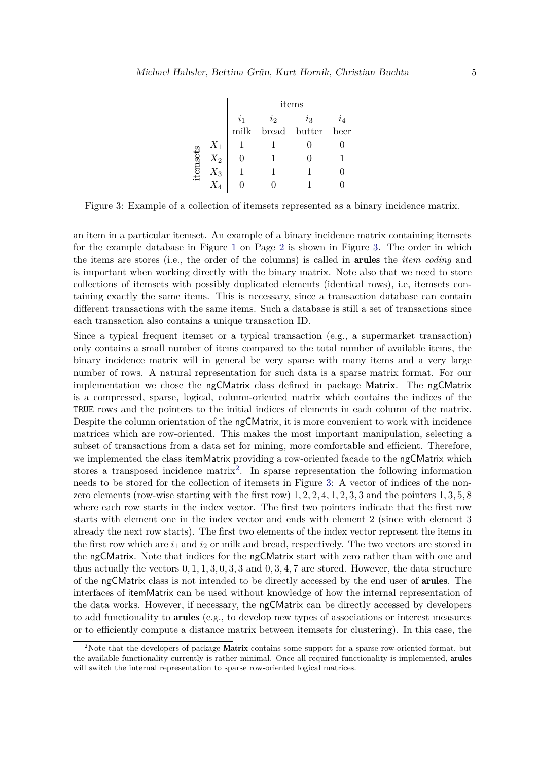|  |  | items |  |  |  |
|---|---|---|---|---|---|
|  |  | $i_1$ | $i_2$ | $i_3$ | $i_4$ |
|  |  | milk | bread | butter | beer |
| itemsets | $X_1$ | 1 | 1 | 0 | 0 |
|  | $X_2$ | 0 | 1 | 0 | 1 |
|  | $X_3$ | 1 | 1 | 1 | 0 |
|  | $X_4$ | 0 | 0 | 1 | 0 |

Figure 3: Example of a collection of itemsets represented as a binary incidence matrix.

an item in a particular itemset. An example of a binary incidence matrix containing itemsets for the example database in Figure 1 on Page 2 is shown in Figure 3. The order in which the items are stores (i.e., the order of the columns) is called in **arules** the *item coding* and is important when working directly with the binary matrix. Note also that we need to store collections of itemsets with possibly duplicated elements (identical rows), i.e, itemsets containing exactly the same items. This is necessary, since a transaction database can contain different transactions with the same items. Such a database is still a set of transactions since each transaction also contains a unique transaction ID.

Since a typical frequent itemset or a typical transaction (e.g., a supermarket transaction) only contains a small number of items compared to the total number of available items, the binary incidence matrix will in general be very sparse with many items and a very large number of rows. A natural representation for such data is a sparse matrix format. For our implementation we chose the ngCMatrix class defined in package **Matrix**. The ngCMatrix is a compressed, sparse, logical, column-oriented matrix which contains the indices of the `TRUE` rows and the pointers to the initial indices of elements in each column of the matrix. Despite the column orientation of the ngCMatrix, it is more convenient to work with incidence matrices which are row-oriented. This makes the most important manipulation, selecting a subset of transactions from a data set for mining, more comfortable and efficient. Therefore, we implemented the class itemMatrix providing a row-oriented facade to the ngCMatrix which stores a transposed incidence matrix[2]. In sparse representation the following information needs to be stored for the collection of itemsets in Figure 3: A vector of indices of the non-zero elements (row-wise starting with the first row) $1, 2, 2, 4, 1, 2, 3, 3$ and the pointers $1, 3, 5, 8$ where each row starts in the index vector. The first two pointers indicate that the first row starts with element one in the index vector and ends with element 2 (since with element 3 already the next row starts). The first two elements of the index vector represent the items in the first row which are $i_1$ and $i_2$ or milk and bread, respectively. The two vectors are stored in the ngCMatrix. Note that indices for the ngCMatrix start with zero rather than with one and thus actually the vectors $0, 1, 1, 3, 0, 3, 3$ and $0, 3, 4, 7$ are stored. However, the data structure of the ngCMatrix class is not intended to be directly accessed by the end user of **arules**. The interfaces of itemMatrix can be used without knowledge of how the internal representation of the data works. However, if necessary, the ngCMatrix can be directly accessed by developers to add functionality to **arules** (e.g., to develop new types of associations or interest measures or to efficiently compute a distance matrix between itemsets for clustering). In this case, the

[2] Note that the developers of package **Matrix** contains some support for a sparse row-oriented format, but the available functionality currently is rather minimal. Once all required functionality is implemented, **arules** will switch the internal representation to sparse row-oriented logical matrices.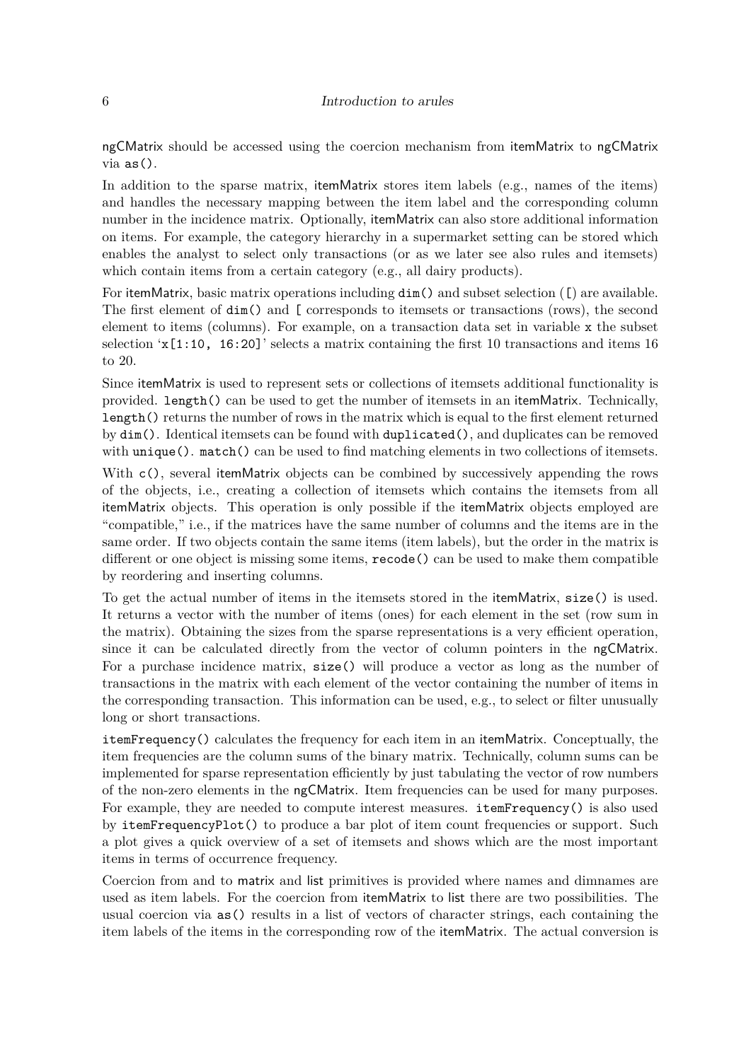ngCMatrix should be accessed using the coercion mechanism from itemMatrix to ngCMatrix via `as()`.

In addition to the sparse matrix, itemMatrix stores item labels (e.g., names of the items) and handles the necessary mapping between the item label and the corresponding column number in the incidence matrix. Optionally, itemMatrix can also store additional information on items. For example, the category hierarchy in a supermarket setting can be stored which enables the analyst to select only transactions (or as we later see also rules and itemsets) which contain items from a certain category (e.g., all dairy products).

For itemMatrix, basic matrix operations including `dim()` and subset selection (`[`) are available. The first element of `dim()` and `[` corresponds to itemsets or transactions (rows), the second element to items (columns). For example, on a transaction data set in variable `x` the subset selection '`x[1:10, 16:20]`' selects a matrix containing the first 10 transactions and items 16 to 20.

Since itemMatrix is used to represent sets or collections of itemsets additional functionality is provided. `length()` can be used to get the number of itemsets in an itemMatrix. Technically, `length()` returns the number of rows in the matrix which is equal to the first element returned by `dim()`. Identical itemsets can be found with `duplicated()`, and duplicates can be removed with `unique()`. `match()` can be used to find matching elements in two collections of itemsets.

With `c()`, several itemMatrix objects can be combined by successively appending the rows of the objects, i.e., creating a collection of itemsets which contains the itemsets from all itemMatrix objects. This operation is only possible if the itemMatrix objects employed are "compatible," i.e., if the matrices have the same number of columns and the items are in the same order. If two objects contain the same items (item labels), but the order in the matrix is different or one object is missing some items, `recode()` can be used to make them compatible by reordering and inserting columns.

To get the actual number of items in the itemsets stored in the itemMatrix, `size()` is used. It returns a vector with the number of items (ones) for each element in the set (row sum in the matrix). Obtaining the sizes from the sparse representations is a very efficient operation, since it can be calculated directly from the vector of column pointers in the ngCMatrix. For a purchase incidence matrix, `size()` will produce a vector as long as the number of transactions in the matrix with each element of the vector containing the number of items in the corresponding transaction. This information can be used, e.g., to select or filter unusually long or short transactions.

`itemFrequency()` calculates the frequency for each item in an itemMatrix. Conceptually, the item frequencies are the column sums of the binary matrix. Technically, column sums can be implemented for sparse representation efficiently by just tabulating the vector of row numbers of the non-zero elements in the ngCMatrix. Item frequencies can be used for many purposes. For example, they are needed to compute interest measures. `itemFrequency()` is also used by `itemFrequencyPlot()` to produce a bar plot of item count frequencies or support. Such a plot gives a quick overview of a set of itemsets and shows which are the most important items in terms of occurrence frequency.

Coercion from and to matrix and list primitives is provided where names and dimnames are used as item labels. For the coercion from itemMatrix to list there are two possibilities. The usual coercion via `as()` results in a list of vectors of character strings, each containing the item labels of the items in the corresponding row of the itemMatrix. The actual conversion is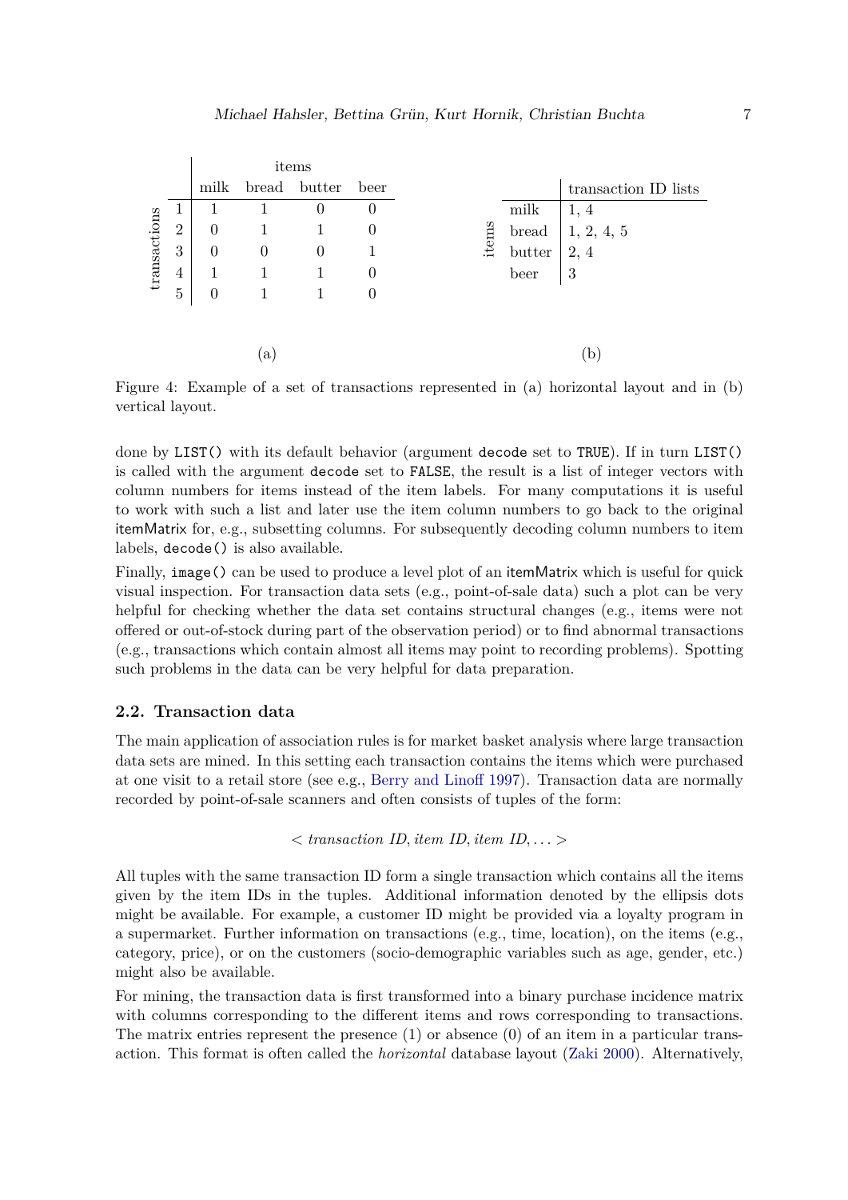(a)

| transactions | milk | bread | butter | beer |
|---|---|---|---|---|
| 1 | 1 | 1 | 0 | 0 |
| 2 | 0 | 1 | 1 | 0 |
| 3 | 0 | 0 | 0 | 1 |
| 4 | 1 | 1 | 1 | 0 |
| 5 | 0 | 1 | 1 | 0 |

(b)

| items | transaction ID lists |
|---|---|
| milk | 1, 4 |
| bread | 1, 2, 4, 5 |
| butter | 2, 4 |
| beer | 3 |

Figure 4: Example of a set of transactions represented in (a) horizontal layout and in (b) vertical layout.

done by `LIST()` with its default behavior (argument `decode` set to `TRUE`). If in turn `LIST()` is called with the argument `decode` set to `FALSE`, the result is a list of integer vectors with column numbers for items instead of the item labels. For many computations it is useful to work with such a list and later use the item column numbers to go back to the original itemMatrix for, e.g., subsetting columns. For subsequently decoding column numbers to item labels, `decode()` is also available.

Finally, `image()` can be used to produce a level plot of an itemMatrix which is useful for quick visual inspection. For transaction data sets (e.g., point-of-sale data) such a plot can be very helpful for checking whether the data set contains structural changes (e.g., items were not offered or out-of-stock during part of the observation period) or to find abnormal transactions (e.g., transactions which contain almost all items may point to recording problems). Spotting such problems in the data can be very helpful for data preparation.

### 2.2. Transaction data

The main application of association rules is for market basket analysis where large transaction data sets are mined. In this setting each transaction contains the items which were purchased at one visit to a retail store (see e.g., Berry and Linoff 1997). Transaction data are normally recorded by point-of-sale scanners and often consists of tuples of the form:

$$< \textit{transaction ID}, \textit{item ID}, \textit{item ID}, \ldots >$$

All tuples with the same transaction ID form a single transaction which contains all the items given by the item IDs in the tuples. Additional information denoted by the ellipsis dots might be available. For example, a customer ID might be provided via a loyalty program in a supermarket. Further information on transactions (e.g., time, location), on the items (e.g., category, price), or on the customers (socio-demographic variables such as age, gender, etc.) might also be available.

For mining, the transaction data is first transformed into a binary purchase incidence matrix with columns corresponding to the different items and rows corresponding to transactions. The matrix entries represent the presence (1) or absence (0) of an item in a particular transaction. This format is often called the *horizontal* database layout (Zaki 2000). Alternatively,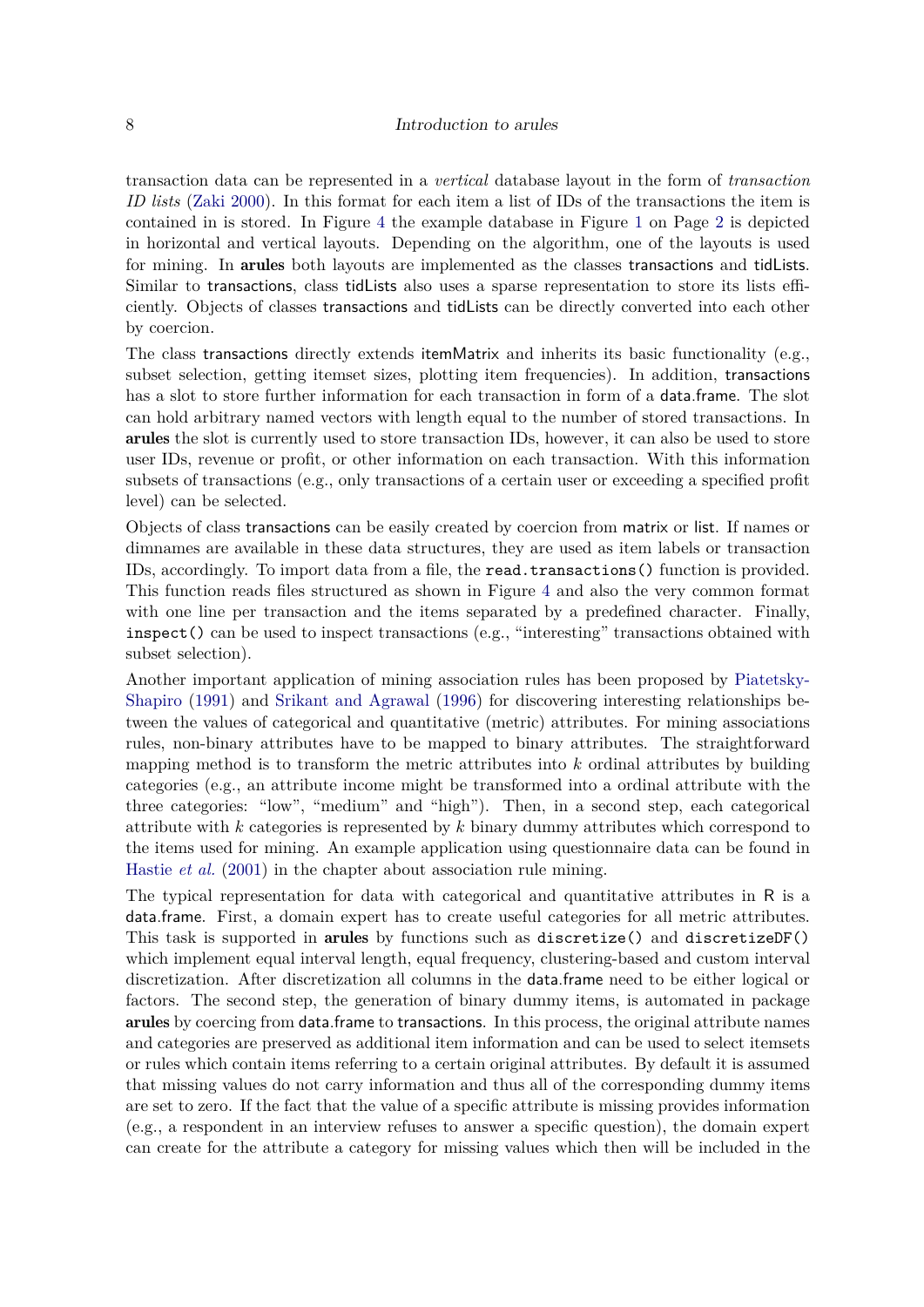transaction data can be represented in a *vertical* database layout in the form of *transaction ID lists* (Zaki 2000). In this format for each item a list of IDs of the transactions the item is contained in is stored. In Figure 4 the example database in Figure 1 on Page 2 is depicted in horizontal and vertical layouts. Depending on the algorithm, one of the layouts is used for mining. In **arules** both layouts are implemented as the classes transactions and tidLists. Similar to transactions, class tidLists also uses a sparse representation to store its lists efficiently. Objects of classes transactions and tidLists can be directly converted into each other by coercion.

The class transactions directly extends itemMatrix and inherits its basic functionality (e.g., subset selection, getting itemset sizes, plotting item frequencies). In addition, transactions has a slot to store further information for each transaction in form of a data.frame. The slot can hold arbitrary named vectors with length equal to the number of stored transactions. In **arules** the slot is currently used to store transaction IDs, however, it can also be used to store user IDs, revenue or profit, or other information on each transaction. With this information subsets of transactions (e.g., only transactions of a certain user or exceeding a specified profit level) can be selected.

Objects of class transactions can be easily created by coercion from matrix or list. If names or dimnames are available in these data structures, they are used as item labels or transaction IDs, accordingly. To import data from a file, the `read.transactions()` function is provided. This function reads files structured as shown in Figure 4 and also the very common format with one line per transaction and the items separated by a predefined character. Finally, `inspect()` can be used to inspect transactions (e.g., "interesting" transactions obtained with subset selection).

Another important application of mining association rules has been proposed by Piatetsky-Shapiro (1991) and Srikant and Agrawal (1996) for discovering interesting relationships between the values of categorical and quantitative (metric) attributes. For mining associations rules, non-binary attributes have to be mapped to binary attributes. The straightforward mapping method is to transform the metric attributes into $k$ ordinal attributes by building categories (e.g., an attribute income might be transformed into a ordinal attribute with the three categories: "low", "medium" and "high"). Then, in a second step, each categorical attribute with $k$ categories is represented by $k$ binary dummy attributes which correspond to the items used for mining. An example application using questionnaire data can be found in Hastie *et al.* (2001) in the chapter about association rule mining.

The typical representation for data with categorical and quantitative attributes in R is a data.frame. First, a domain expert has to create useful categories for all metric attributes. This task is supported in **arules** by functions such as `discretize()` and `discretizeDF()` which implement equal interval length, equal frequency, clustering-based and custom interval discretization. After discretization all columns in the data.frame need to be either logical or factors. The second step, the generation of binary dummy items, is automated in package **arules** by coercing from data.frame to transactions. In this process, the original attribute names and categories are preserved as additional item information and can be used to select itemsets or rules which contain items referring to a certain original attributes. By default it is assumed that missing values do not carry information and thus all of the corresponding dummy items are set to zero. If the fact that the value of a specific attribute is missing provides information (e.g., a respondent in an interview refuses to answer a specific question), the domain expert can create for the attribute a category for missing values which then will be included in the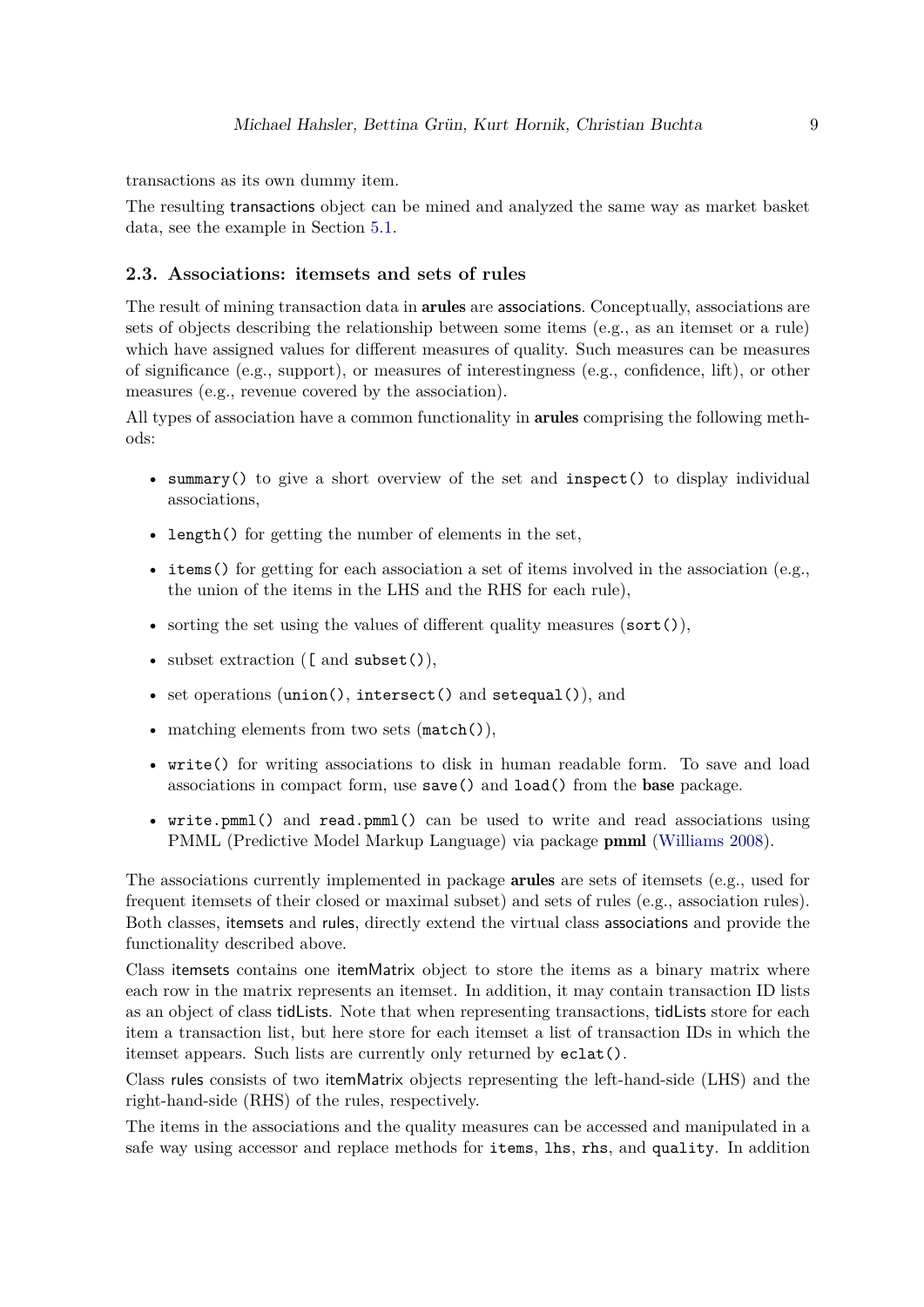transactions as its own dummy item.

The resulting transactions object can be mined and analyzed the same way as market basket data, see the example in Section 5.1.

### 2.3. Associations: itemsets and sets of rules

The result of mining transaction data in **arules** are associations. Conceptually, associations are sets of objects describing the relationship between some items (e.g., as an itemset or a rule) which have assigned values for different measures of quality. Such measures can be measures of significance (e.g., support), or measures of interestingness (e.g., confidence, lift), or other measures (e.g., revenue covered by the association).

All types of association have a common functionality in **arules** comprising the following methods:

- `summary()` to give a short overview of the set and `inspect()` to display individual associations,
- `length()` for getting the number of elements in the set,
- `items()` for getting for each association a set of items involved in the association (e.g., the union of the items in the LHS and the RHS for each rule),
- sorting the set using the values of different quality measures (`sort()`),
- subset extraction (`[` and `subset()`),
- set operations (`union()`, `intersect()` and `setequal()`), and
- matching elements from two sets (`match()`),
- `write()` for writing associations to disk in human readable form. To save and load associations in compact form, use `save()` and `load()` from the **base** package.
- `write.pmml()` and `read.pmml()` can be used to write and read associations using PMML (Predictive Model Markup Language) via package **pmml** (Williams 2008).

The associations currently implemented in package **arules** are sets of itemsets (e.g., used for frequent itemsets of their closed or maximal subset) and sets of rules (e.g., association rules). Both classes, itemsets and rules, directly extend the virtual class associations and provide the functionality described above.

Class itemsets contains one itemMatrix object to store the items as a binary matrix where each row in the matrix represents an itemset. In addition, it may contain transaction ID lists as an object of class tidLists. Note that when representing transactions, tidLists store for each item a transaction list, but here store for each itemset a list of transaction IDs in which the itemset appears. Such lists are currently only returned by `eclat()`.

Class rules consists of two itemMatrix objects representing the left-hand-side (LHS) and the right-hand-side (RHS) of the rules, respectively.

The items in the associations and the quality measures can be accessed and manipulated in a safe way using accessor and replace methods for `items`, `lhs`, `rhs`, and `quality`. In addition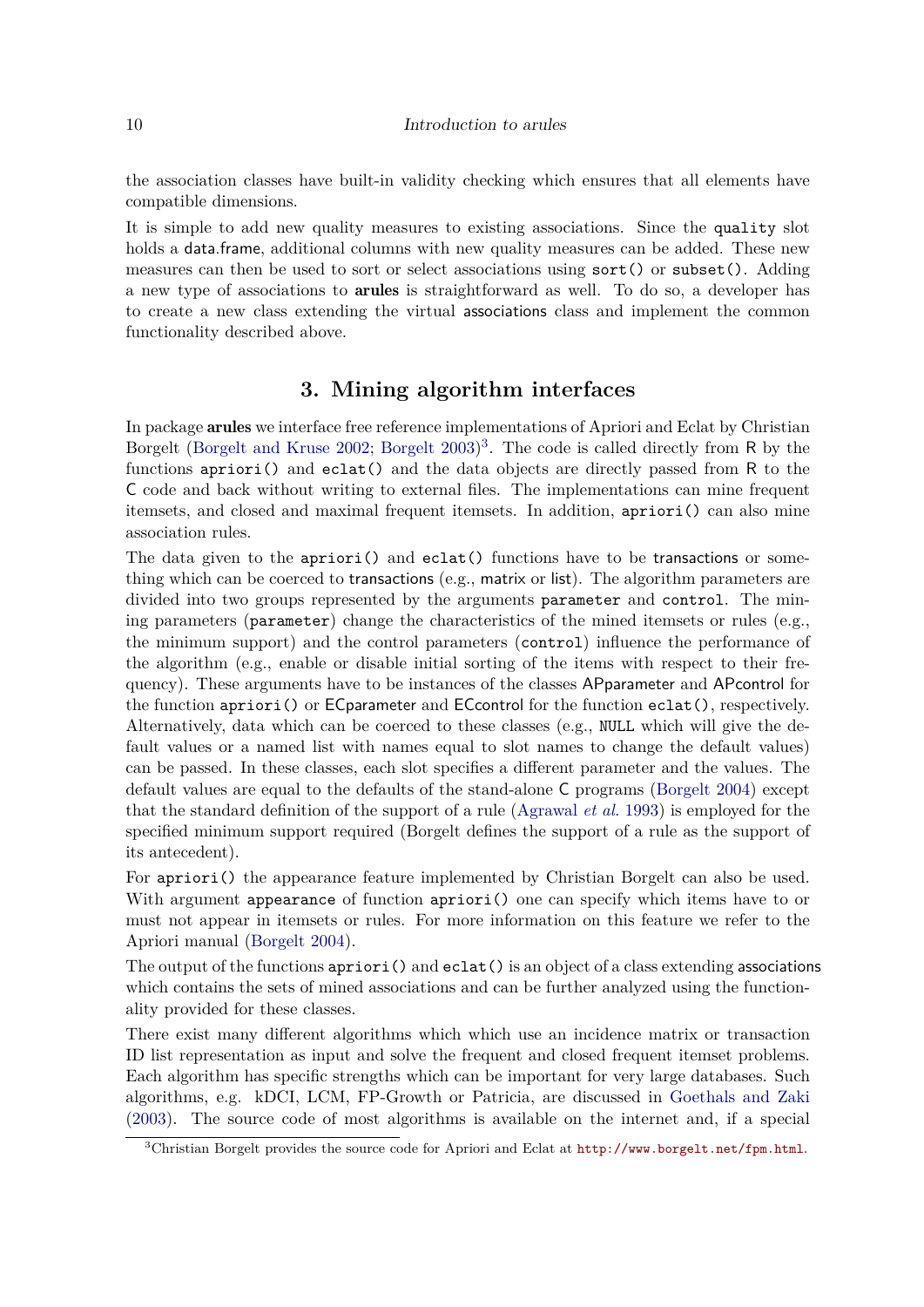the association classes have built-in validity checking which ensures that all elements have compatible dimensions.

It is simple to add new quality measures to existing associations. Since the `quality` slot holds a data.frame, additional columns with new quality measures can be added. These new measures can then be used to sort or select associations using `sort()` or `subset()`. Adding a new type of associations to **arules** is straightforward as well. To do so, a developer has to create a new class extending the virtual associations class and implement the common functionality described above.

## 3. Mining algorithm interfaces

In package **arules** we interface free reference implementations of Apriori and Eclat by Christian Borgelt (Borgelt and Kruse 2002; Borgelt 2003)[3]. The code is called directly from R by the functions `apriori()` and `eclat()` and the data objects are directly passed from R to the C code and back without writing to external files. The implementations can mine frequent itemsets, and closed and maximal frequent itemsets. In addition, `apriori()` can also mine association rules.

The data given to the `apriori()` and `eclat()` functions have to be transactions or something which can be coerced to transactions (e.g., matrix or list). The algorithm parameters are divided into two groups represented by the arguments `parameter` and `control`. The mining parameters (`parameter`) change the characteristics of the mined itemsets or rules (e.g., the minimum support) and the control parameters (`control`) influence the performance of the algorithm (e.g., enable or disable initial sorting of the items with respect to their frequency). These arguments have to be instances of the classes APparameter and APcontrol for the function `apriori()` or ECparameter and ECcontrol for the function `eclat()`, respectively. Alternatively, data which can be coerced to these classes (e.g., `NULL` which will give the default values or a named list with names equal to slot names to change the default values) can be passed. In these classes, each slot specifies a different parameter and the values. The default values are equal to the defaults of the stand-alone C programs (Borgelt 2004) except that the standard definition of the support of a rule (Agrawal *et al.* 1993) is employed for the specified minimum support required (Borgelt defines the support of a rule as the support of its antecedent).

For `apriori()` the appearance feature implemented by Christian Borgelt can also be used. With argument `appearance` of function `apriori()` one can specify which items have to or must not appear in itemsets or rules. For more information on this feature we refer to the Apriori manual (Borgelt 2004).

The output of the functions `apriori()` and `eclat()` is an object of a class extending associations which contains the sets of mined associations and can be further analyzed using the functionality provided for these classes.

There exist many different algorithms which which use an incidence matrix or transaction ID list representation as input and solve the frequent and closed frequent itemset problems. Each algorithm has specific strengths which can be important for very large databases. Such algorithms, e.g. kDCI, LCM, FP-Growth or Patricia, are discussed in Goethals and Zaki (2003). The source code of most algorithms is available on the internet and, if a special

[3] Christian Borgelt provides the source code for Apriori and Eclat at `http://www.borgelt.net/fpm.html`.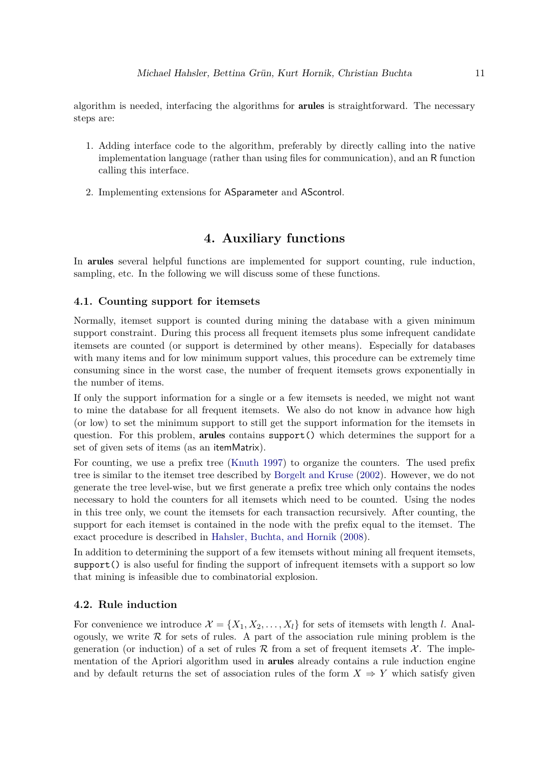algorithm is needed, interfacing the algorithms for **arules** is straightforward. The necessary steps are:

1. Adding interface code to the algorithm, preferably by directly calling into the native implementation language (rather than using files for communication), and an R function calling this interface.

2. Implementing extensions for ASparameter and AScontrol.

# 4. Auxiliary functions

In **arules** several helpful functions are implemented for support counting, rule induction, sampling, etc. In the following we will discuss some of these functions.

## 4.1. Counting support for itemsets

Normally, itemset support is counted during mining the database with a given minimum support constraint. During this process all frequent itemsets plus some infrequent candidate itemsets are counted (or support is determined by other means). Especially for databases with many items and for low minimum support values, this procedure can be extremely time consuming since in the worst case, the number of frequent itemsets grows exponentially in the number of items.

If only the support information for a single or a few itemsets is needed, we might not want to mine the database for all frequent itemsets. We also do not know in advance how high (or low) to set the minimum support to still get the support information for the itemsets in question. For this problem, **arules** contains `support()` which determines the support for a set of given sets of items (as an itemMatrix).

For counting, we use a prefix tree (Knuth 1997) to organize the counters. The used prefix tree is similar to the itemset tree described by Borgelt and Kruse (2002). However, we do not generate the tree level-wise, but we first generate a prefix tree which only contains the nodes necessary to hold the counters for all itemsets which need to be counted. Using the nodes in this tree only, we count the itemsets for each transaction recursively. After counting, the support for each itemset is contained in the node with the prefix equal to the itemset. The exact procedure is described in Hahsler, Buchta, and Hornik (2008).

In addition to determining the support of a few itemsets without mining all frequent itemsets, `support()` is also useful for finding the support of infrequent itemsets with a support so low that mining is infeasible due to combinatorial explosion.

## 4.2. Rule induction

For convenience we introduce $\mathcal{X} = \{X_1, X_2, \ldots, X_l\}$ for sets of itemsets with length $l$. Analogously, we write $\mathcal{R}$ for sets of rules. A part of the association rule mining problem is the generation (or induction) of a set of rules $\mathcal{R}$ from a set of frequent itemsets $\mathcal{X}$. The implementation of the Apriori algorithm used in **arules** already contains a rule induction engine and by default returns the set of association rules of the form $X \Rightarrow Y$ which satisfy given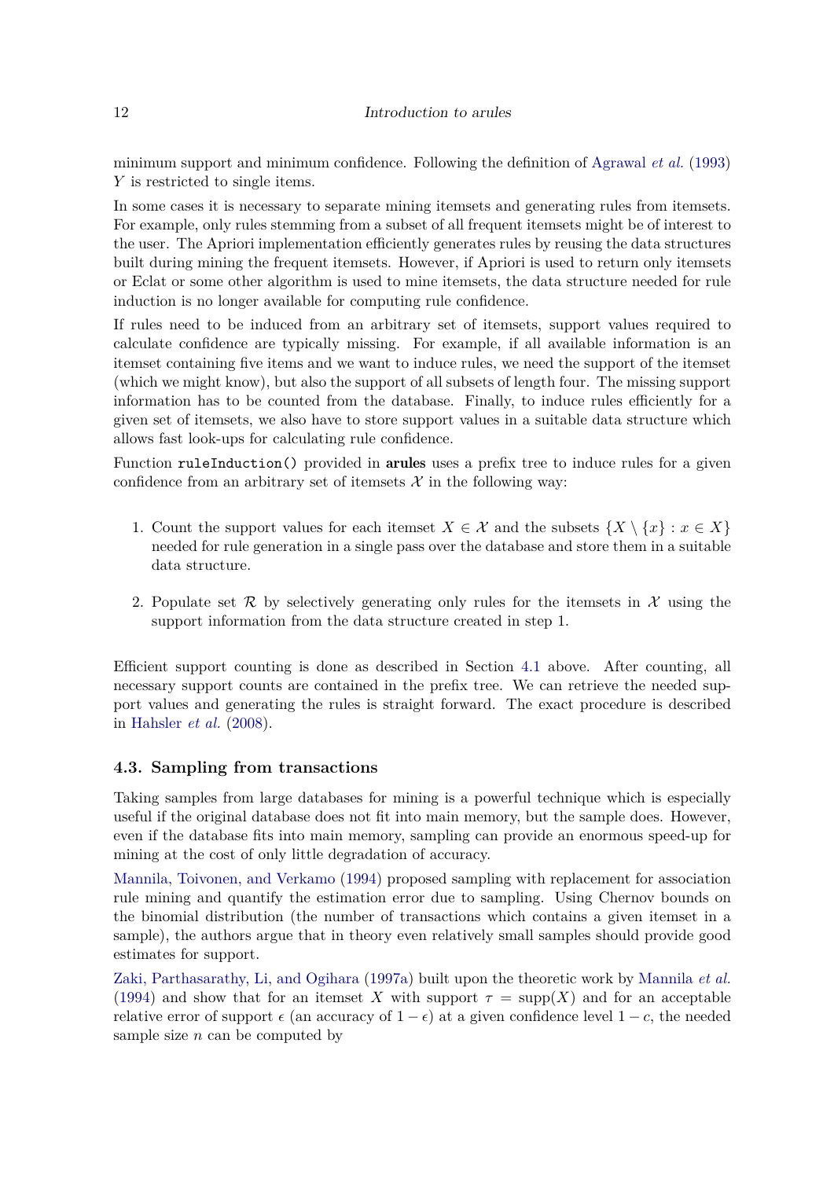minimum support and minimum confidence. Following the definition of Agrawal *et al.* (1993) $Y$ is restricted to single items.

In some cases it is necessary to separate mining itemsets and generating rules from itemsets. For example, only rules stemming from a subset of all frequent itemsets might be of interest to the user. The Apriori implementation efficiently generates rules by reusing the data structures built during mining the frequent itemsets. However, if Apriori is used to return only itemsets or Eclat or some other algorithm is used to mine itemsets, the data structure needed for rule induction is no longer available for computing rule confidence.

If rules need to be induced from an arbitrary set of itemsets, support values required to calculate confidence are typically missing. For example, if all available information is an itemset containing five items and we want to induce rules, we need the support of the itemset (which we might know), but also the support of all subsets of length four. The missing support information has to be counted from the database. Finally, to induce rules efficiently for a given set of itemsets, we also have to store support values in a suitable data structure which allows fast look-ups for calculating rule confidence.

Function `ruleInduction()` provided in **arules** uses a prefix tree to induce rules for a given confidence from an arbitrary set of itemsets $\mathcal{X}$ in the following way:

1. Count the support values for each itemset $X \in \mathcal{X}$ and the subsets $\{X \setminus \{x\} : x \in X\}$ needed for rule generation in a single pass over the database and store them in a suitable data structure.

2. Populate set $\mathcal{R}$ by selectively generating only rules for the itemsets in $\mathcal{X}$ using the support information from the data structure created in step 1.

Efficient support counting is done as described in Section 4.1 above. After counting, all necessary support counts are contained in the prefix tree. We can retrieve the needed support values and generating the rules is straight forward. The exact procedure is described in Hahsler *et al.* (2008).

### 4.3. Sampling from transactions

Taking samples from large databases for mining is a powerful technique which is especially useful if the original database does not fit into main memory, but the sample does. However, even if the database fits into main memory, sampling can provide an enormous speed-up for mining at the cost of only little degradation of accuracy.

Mannila, Toivonen, and Verkamo (1994) proposed sampling with replacement for association rule mining and quantify the estimation error due to sampling. Using Chernov bounds on the binomial distribution (the number of transactions which contains a given itemset in a sample), the authors argue that in theory even relatively small samples should provide good estimates for support.

Zaki, Parthasarathy, Li, and Ogihara (1997a) built upon the theoretic work by Mannila *et al.* (1994) and show that for an itemset $X$ with support $\tau = \text{supp}(X)$ and for an acceptable relative error of support $\epsilon$ (an accuracy of $1 - \epsilon$) at a given confidence level $1 - c$, the needed sample size $n$ can be computed by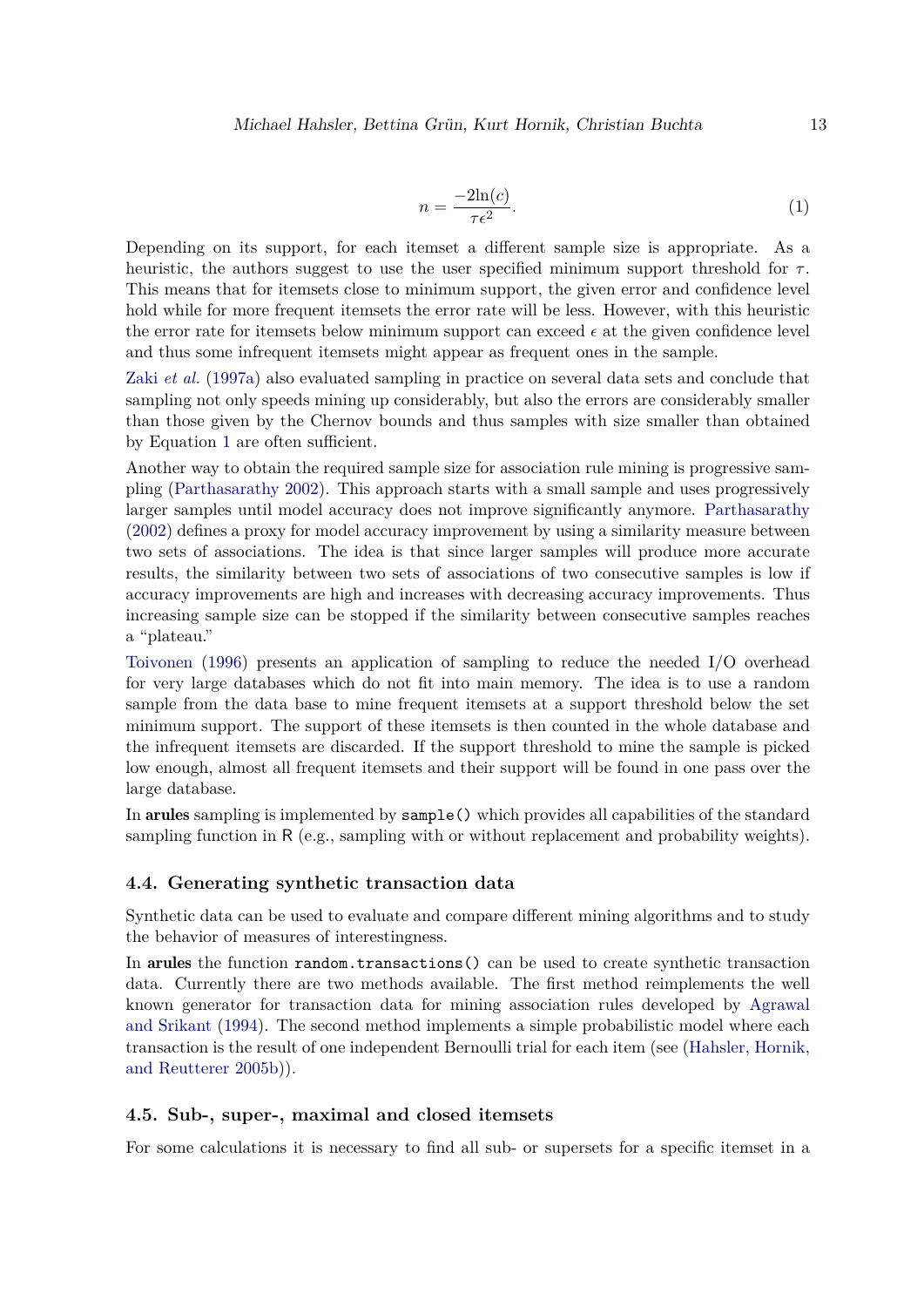$$n = \frac{-2\ln(c)}{\tau\epsilon^2}. \tag{1}$$

Depending on its support, for each itemset a different sample size is appropriate. As a heuristic, the authors suggest to use the user specified minimum support threshold for $\tau$. This means that for itemsets close to minimum support, the given error and confidence level hold while for more frequent itemsets the error rate will be less. However, with this heuristic the error rate for itemsets below minimum support can exceed $\epsilon$ at the given confidence level and thus some infrequent itemsets might appear as frequent ones in the sample.

Zaki *et al.* (1997a) also evaluated sampling in practice on several data sets and conclude that sampling not only speeds mining up considerably, but also the errors are considerably smaller than those given by the Chernov bounds and thus samples with size smaller than obtained by Equation 1 are often sufficient.

Another way to obtain the required sample size for association rule mining is progressive sampling (Parthasarathy 2002). This approach starts with a small sample and uses progressively larger samples until model accuracy does not improve significantly anymore. Parthasarathy (2002) defines a proxy for model accuracy improvement by using a similarity measure between two sets of associations. The idea is that since larger samples will produce more accurate results, the similarity between two sets of associations of two consecutive samples is low if accuracy improvements are high and increases with decreasing accuracy improvements. Thus increasing sample size can be stopped if the similarity between consecutive samples reaches a "plateau."

Toivonen (1996) presents an application of sampling to reduce the needed I/O overhead for very large databases which do not fit into main memory. The idea is to use a random sample from the data base to mine frequent itemsets at a support threshold below the set minimum support. The support of these itemsets is then counted in the whole database and the infrequent itemsets are discarded. If the support threshold to mine the sample is picked low enough, almost all frequent itemsets and their support will be found in one pass over the large database.

In **arules** sampling is implemented by `sample()` which provides all capabilities of the standard sampling function in R (e.g., sampling with or without replacement and probability weights).

### 4.4. Generating synthetic transaction data

Synthetic data can be used to evaluate and compare different mining algorithms and to study the behavior of measures of interestingness.

In **arules** the function `random.transactions()` can be used to create synthetic transaction data. Currently there are two methods available. The first method reimplements the well known generator for transaction data for mining association rules developed by Agrawal and Srikant (1994). The second method implements a simple probabilistic model where each transaction is the result of one independent Bernoulli trial for each item (see (Hahsler, Hornik, and Reutterer 2005b)).

### 4.5. Sub-, super-, maximal and closed itemsets

For some calculations it is necessary to find all sub- or supersets for a specific itemset in a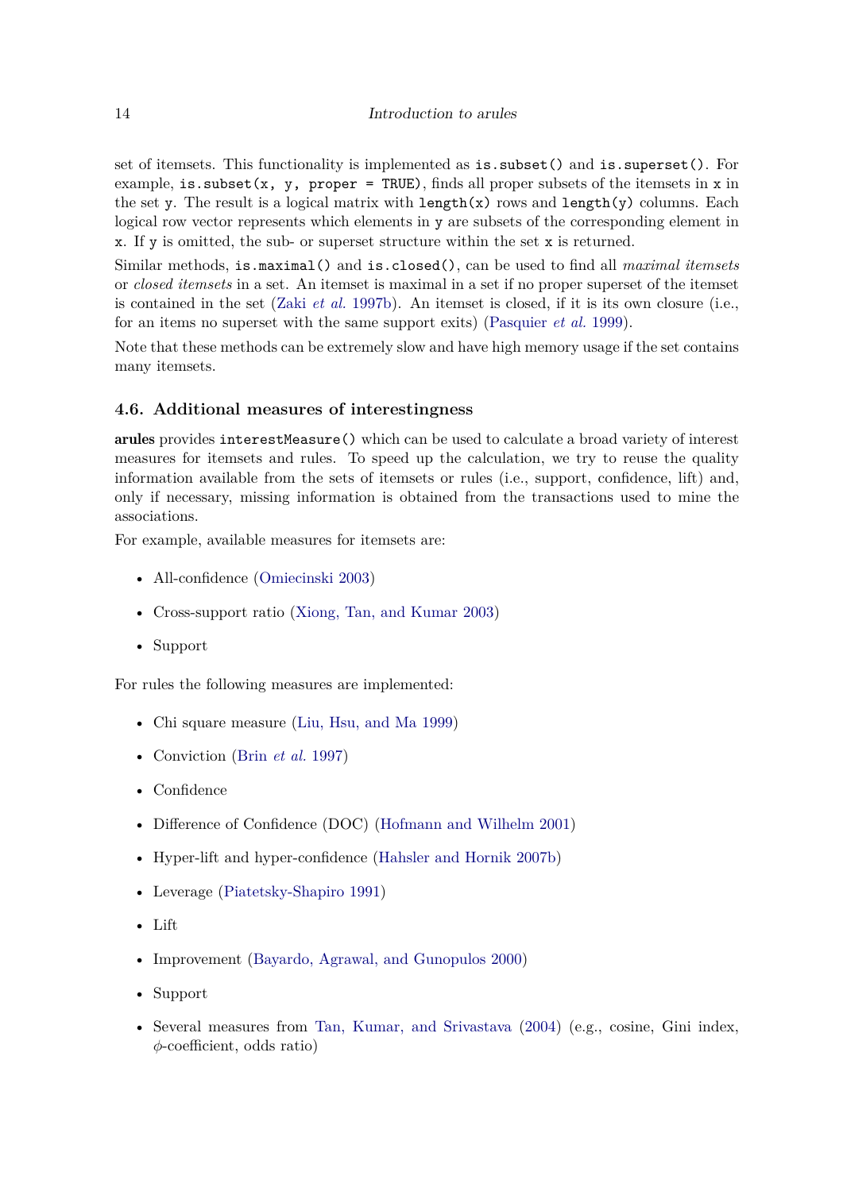set of itemsets. This functionality is implemented as `is.subset()` and `is.superset()`. For example, `is.subset(x, y, proper = TRUE)`, finds all proper subsets of the itemsets in `x` in the set `y`. The result is a logical matrix with `length(x)` rows and `length(y)` columns. Each logical row vector represents which elements in `y` are subsets of the corresponding element in `x`. If `y` is omitted, the sub- or superset structure within the set `x` is returned.

Similar methods, `is.maximal()` and `is.closed()`, can be used to find all *maximal itemsets* or *closed itemsets* in a set. An itemset is maximal in a set if no proper superset of the itemset is contained in the set (Zaki *et al.* 1997b). An itemset is closed, if it is its own closure (i.e., for an items no superset with the same support exits) (Pasquier *et al.* 1999).

Note that these methods can be extremely slow and have high memory usage if the set contains many itemsets.

### 4.6. Additional measures of interestingness

**arules** provides `interestMeasure()` which can be used to calculate a broad variety of interest measures for itemsets and rules. To speed up the calculation, we try to reuse the quality information available from the sets of itemsets or rules (i.e., support, confidence, lift) and, only if necessary, missing information is obtained from the transactions used to mine the associations.

For example, available measures for itemsets are:

- All-confidence (Omiecinski 2003)
- Cross-support ratio (Xiong, Tan, and Kumar 2003)
- Support

For rules the following measures are implemented:

- Chi square measure (Liu, Hsu, and Ma 1999)
- Conviction (Brin *et al.* 1997)
- Confidence
- Difference of Confidence (DOC) (Hofmann and Wilhelm 2001)
- Hyper-lift and hyper-confidence (Hahsler and Hornik 2007b)
- Leverage (Piatetsky-Shapiro 1991)
- Lift
- Improvement (Bayardo, Agrawal, and Gunopulos 2000)
- Support
- Several measures from Tan, Kumar, and Srivastava (2004) (e.g., cosine, Gini index, $\phi$-coefficient, odds ratio)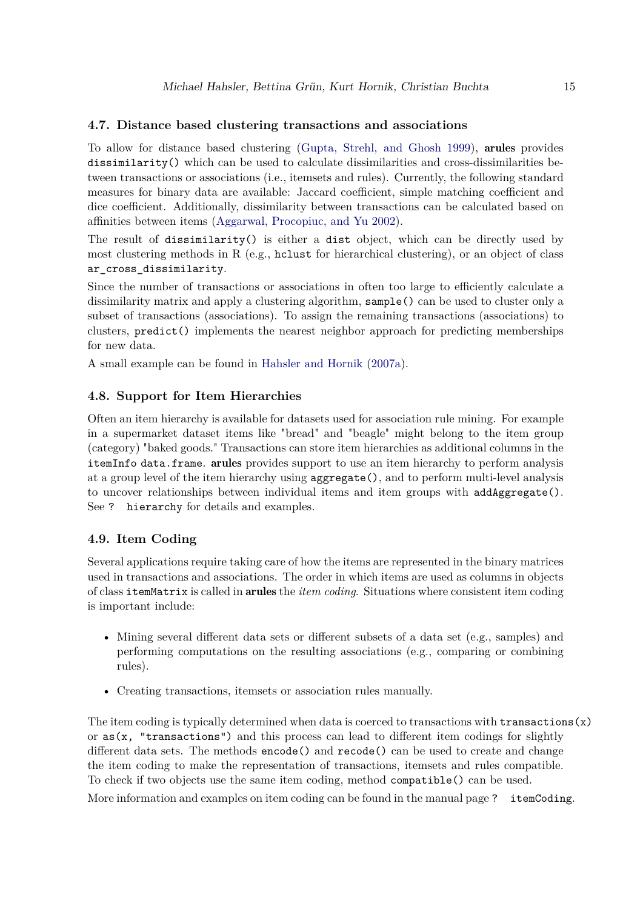### 4.7. Distance based clustering transactions and associations

To allow for distance based clustering (Gupta, Strehl, and Ghosh 1999), **arules** provides `dissimilarity()` which can be used to calculate dissimilarities and cross-dissimilarities between transactions or associations (i.e., itemsets and rules). Currently, the following standard measures for binary data are available: Jaccard coefficient, simple matching coefficient and dice coefficient. Additionally, dissimilarity between transactions can be calculated based on affinities between items (Aggarwal, Procopiuc, and Yu 2002).

The result of `dissimilarity()` is either a `dist` object, which can be directly used by most clustering methods in R (e.g., `hclust` for hierarchical clustering), or an object of class `ar_cross_dissimilarity`.

Since the number of transactions or associations in often too large to efficiently calculate a dissimilarity matrix and apply a clustering algorithm, `sample()` can be used to cluster only a subset of transactions (associations). To assign the remaining transactions (associations) to clusters, `predict()` implements the nearest neighbor approach for predicting memberships for new data.

A small example can be found in Hahsler and Hornik (2007a).

### 4.8. Support for Item Hierarchies

Often an item hierarchy is available for datasets used for association rule mining. For example in a supermarket dataset items like "bread" and "beagle" might belong to the item group (category) "baked goods." Transactions can store item hierarchies as additional columns in the `itemInfo` `data.frame`. **arules** provides support to use an item hierarchy to perform analysis at a group level of the item hierarchy using `aggregate()`, and to perform multi-level analysis to uncover relationships between individual items and item groups with `addAggregate()`. See `? hierarchy` for details and examples.

### 4.9. Item Coding

Several applications require taking care of how the items are represented in the binary matrices used in transactions and associations. The order in which items are used as columns in objects of class `itemMatrix` is called in **arules** the *item coding*. Situations where consistent item coding is important include:

- Mining several different data sets or different subsets of a data set (e.g., samples) and performing computations on the resulting associations (e.g., comparing or combining rules).
- Creating transactions, itemsets or association rules manually.

The item coding is typically determined when data is coerced to transactions with `transactions(x)` or `as(x, "transactions")` and this process can lead to different item codings for slightly different data sets. The methods `encode()` and `recode()` can be used to create and change the item coding to make the representation of transactions, itemsets and rules compatible. To check if two objects use the same item coding, method `compatible()` can be used.

More information and examples on item coding can be found in the manual page `? itemCoding`.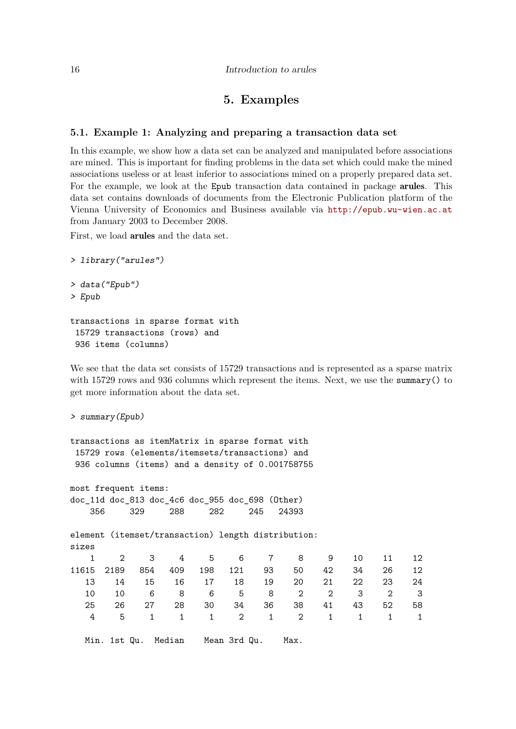# 5. Examples

## 5.1. Example 1: Analyzing and preparing a transaction data set

In this example, we show how a data set can be analyzed and manipulated before associations are mined. This is important for finding problems in the data set which could make the mined associations useless or at least inferior to associations mined on a properly prepared data set. For the example, we look at the `Epub` transaction data contained in package **arules**. This data set contains downloads of documents from the Electronic Publication platform of the Vienna University of Economics and Business available via http://epub.wu-wien.ac.at from January 2003 to December 2008.

First, we load **arules** and the data set.

```
> library("arules")

> data("Epub")
> Epub

transactions in sparse format with
 15729 transactions (rows) and
 936 items (columns)
```

We see that the data set consists of 15729 transactions and is represented as a sparse matrix with 15729 rows and 936 columns which represent the items. Next, we use the `summary()` to get more information about the data set.

```
> summary(Epub)

transactions as itemMatrix in sparse format with
 15729 rows (elements/itemsets/transactions) and
 936 columns (items) and a density of 0.001758755

most frequent items:
doc_11d doc_813 doc_4c6 doc_955 doc_698 (Other)
    356     329     288     282     245   24393

element (itemset/transaction) length distribution:
sizes
    1     2     3     4     5     6     7     8     9    10    11    12
11615  2189   854   409   198   121    93    50    42    34    26    12
   13    14    15    16    17    18    19    20    21    22    23    24
   10    10     6     8     6     5     8     2     2     3     2     3
   25    26    27    28    30    34    36    38    41    43    52    58
    4     5     1     1     1     2     1     2     1     1     1     1

   Min. 1st Qu.  Median    Mean 3rd Qu.    Max.
```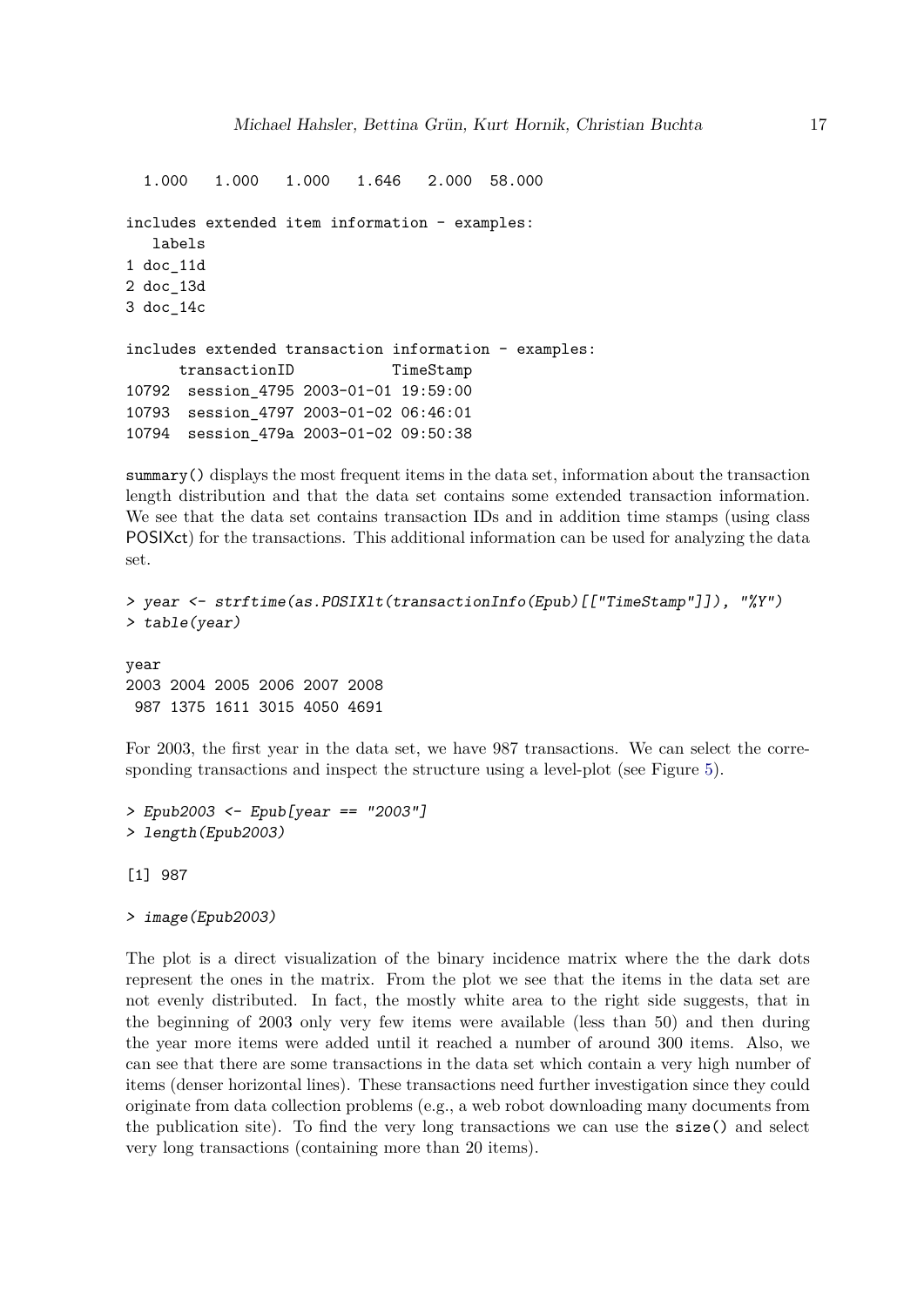```
  1.000   1.000   1.000   1.646   2.000  58.000

includes extended item information - examples:
   labels
1 doc_11d
2 doc_13d
3 doc_14c

includes extended transaction information - examples:
      transactionID           TimeStamp
10792  session_4795 2003-01-01 19:59:00
10793  session_4797 2003-01-02 06:46:01
10794  session_479a 2003-01-02 09:50:38
```

`summary()` displays the most frequent items in the data set, information about the transaction length distribution and that the data set contains some extended transaction information. We see that the data set contains transaction IDs and in addition time stamps (using class POSIXct) for the transactions. This additional information can be used for analyzing the data set.

```
> year <- strftime(as.POSIXlt(transactionInfo(Epub)[["TimeStamp"]]), "%Y")
> table(year)

year
2003 2004 2005 2006 2007 2008
 987 1375 1611 3015 4050 4691
```

For 2003, the first year in the data set, we have 987 transactions. We can select the corresponding transactions and inspect the structure using a level-plot (see Figure 5).

```
> Epub2003 <- Epub[year == "2003"]
> length(Epub2003)

[1] 987

> image(Epub2003)
```

The plot is a direct visualization of the binary incidence matrix where the the dark dots represent the ones in the matrix. From the plot we see that the items in the data set are not evenly distributed. In fact, the mostly white area to the right side suggests, that in the beginning of 2003 only very few items were available (less than 50) and then during the year more items were added until it reached a number of around 300 items. Also, we can see that there are some transactions in the data set which contain a very high number of items (denser horizontal lines). These transactions need further investigation since they could originate from data collection problems (e.g., a web robot downloading many documents from the publication site). To find the very long transactions we can use the `size()` and select very long transactions (containing more than 20 items).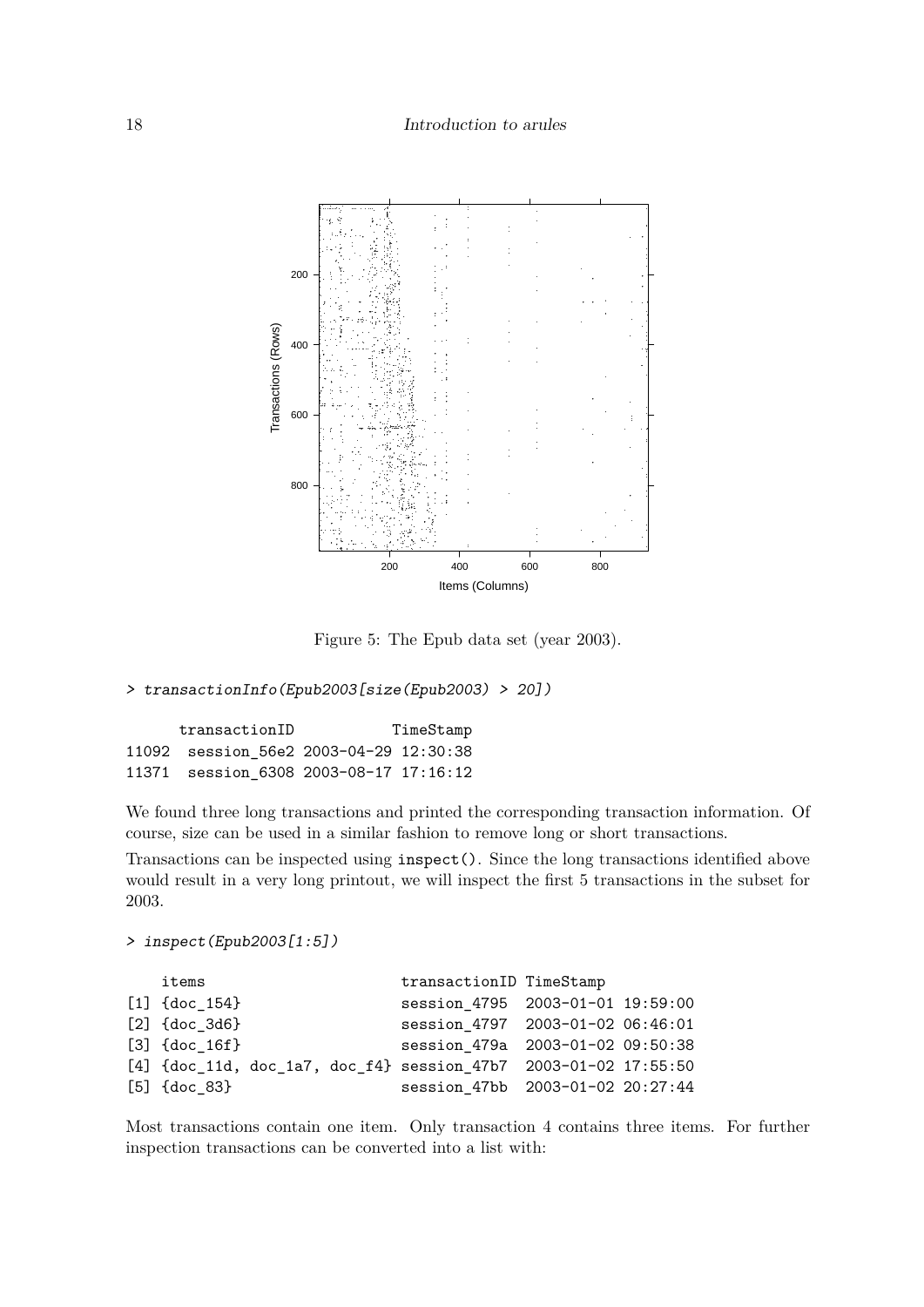Figure 5: The Epub data set (year 2003).

```
> transactionInfo(Epub2003[size(Epub2003) > 20])
```

```
      transactionID           TimeStamp
11092  session_56e2 2003-04-29 12:30:38
11371  session_6308 2003-08-17 17:16:12
```

We found three long transactions and printed the corresponding transaction information. Of course, size can be used in a similar fashion to remove long or short transactions.

Transactions can be inspected using `inspect()`. Since the long transactions identified above would result in a very long printout, we will inspect the first 5 transactions in the subset for 2003.

```
> inspect(Epub2003[1:5])
```

```
    items                          transactionID TimeStamp
[1] {doc_154}                      session_4795  2003-01-01 19:59:00
[2] {doc_3d6}                      session_4797  2003-01-02 06:46:01
[3] {doc_16f}                      session_479a  2003-01-02 09:50:38
[4] {doc_11d, doc_1a7, doc_f4} session_47b7  2003-01-02 17:55:50
[5] {doc_83}                       session_47bb  2003-01-02 20:27:44
```

Most transactions contain one item. Only transaction 4 contains three items. For further inspection transactions can be converted into a list with: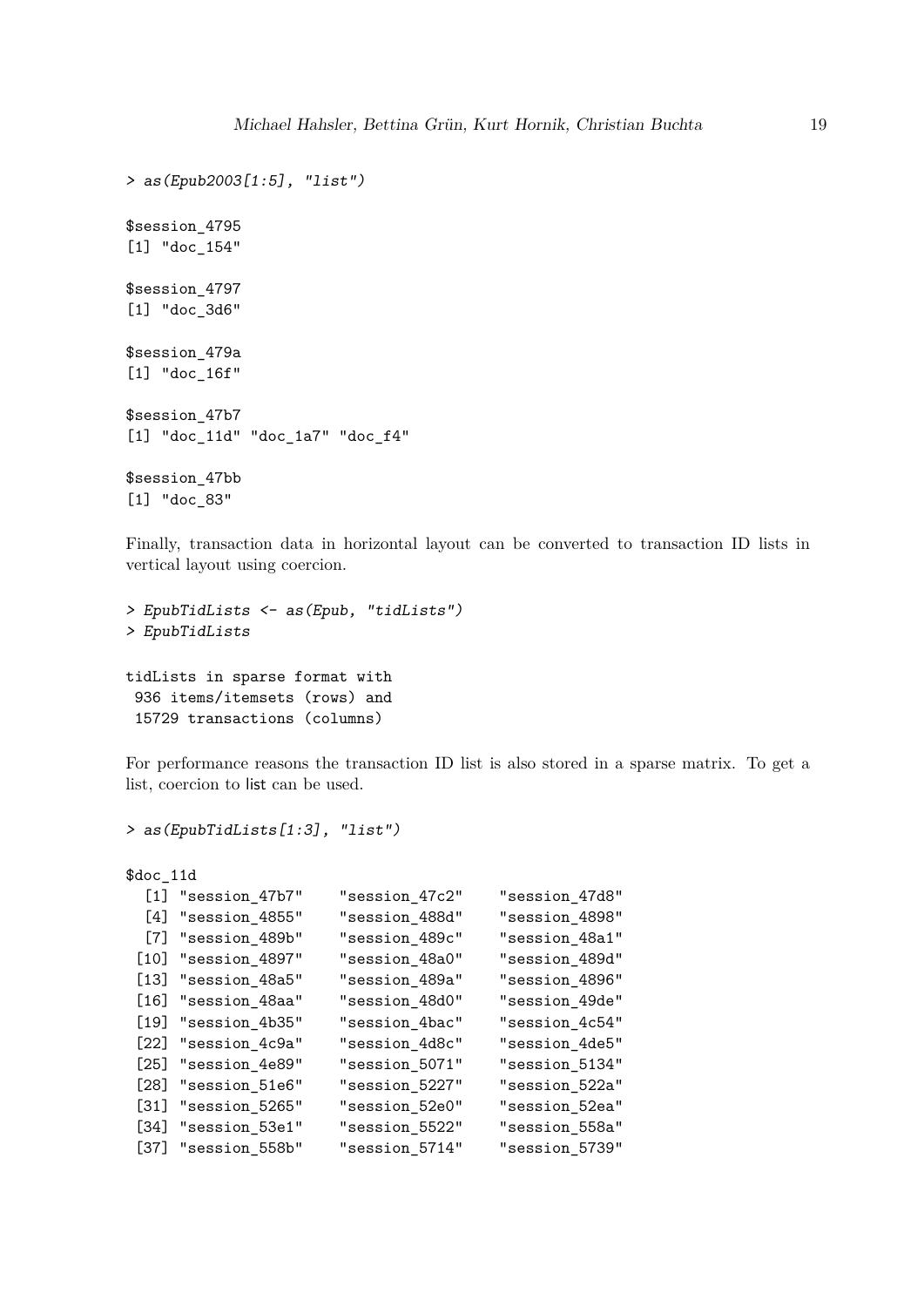```
> as(Epub2003[1:5], "list")

$session_4795
[1] "doc_154"

$session_4797
[1] "doc_3d6"

$session_479a
[1] "doc_16f"

$session_47b7
[1] "doc_11d" "doc_1a7" "doc_f4"

$session_47bb
[1] "doc_83"
```

Finally, transaction data in horizontal layout can be converted to transaction ID lists in vertical layout using coercion.

```
> EpubTidLists <- as(Epub, "tidLists")
> EpubTidLists

tidLists in sparse format with
 936 items/itemsets (rows) and
 15729 transactions (columns)
```

For performance reasons the transaction ID list is also stored in a sparse matrix. To get a list, coercion to list can be used.

```
> as(EpubTidLists[1:3], "list")

$doc_11d
  [1] "session_47b7"    "session_47c2"    "session_47d8"
  [4] "session_4855"    "session_488d"    "session_4898"
  [7] "session_489b"    "session_489c"    "session_48a1"
 [10] "session_4897"    "session_48a0"    "session_489d"
 [13] "session_48a5"    "session_489a"    "session_4896"
 [16] "session_48aa"    "session_48d0"    "session_49de"
 [19] "session_4b35"    "session_4bac"    "session_4c54"
 [22] "session_4c9a"    "session_4d8c"    "session_4de5"
 [25] "session_4e89"    "session_5071"    "session_5134"
 [28] "session_51e6"    "session_5227"    "session_522a"
 [31] "session_5265"    "session_52e0"    "session_52ea"
 [34] "session_53e1"    "session_5522"    "session_558a"
 [37] "session_558b"    "session_5714"    "session_5739"
```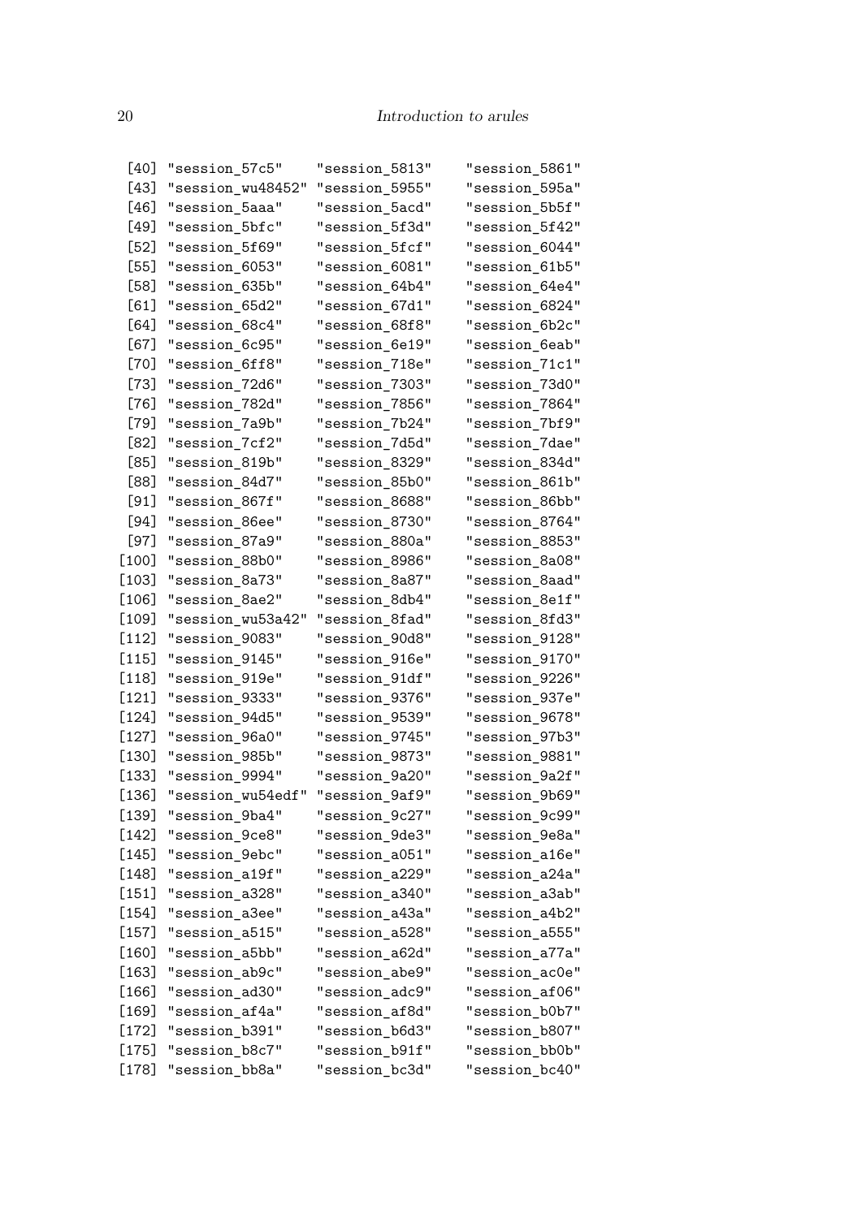```
 [40] "session_57c5"     "session_5813"    "session_5861"
 [43] "session_wu48452"  "session_5955"    "session_595a"
 [46] "session_5aaa"     "session_5acd"    "session_5b5f"
 [49] "session_5bfc"     "session_5f3d"    "session_5f42"
 [52] "session_5f69"     "session_5fcf"    "session_6044"
 [55] "session_6053"     "session_6081"    "session_61b5"
 [58] "session_635b"     "session_64b4"    "session_64e4"
 [61] "session_65d2"     "session_67d1"    "session_6824"
 [64] "session_68c4"     "session_68f8"    "session_6b2c"
 [67] "session_6c95"     "session_6e19"    "session_6eab"
 [70] "session_6ff8"     "session_718e"    "session_71c1"
 [73] "session_72d6"     "session_7303"    "session_73d0"
 [76] "session_782d"     "session_7856"    "session_7864"
 [79] "session_7a9b"     "session_7b24"    "session_7bf9"
 [82] "session_7cf2"     "session_7d5d"    "session_7dae"
 [85] "session_819b"     "session_8329"    "session_834d"
 [88] "session_84d7"     "session_85b0"    "session_861b"
 [91] "session_867f"     "session_8688"    "session_86bb"
 [94] "session_86ee"     "session_8730"    "session_8764"
 [97] "session_87a9"     "session_880a"    "session_8853"
[100] "session_88b0"     "session_8986"    "session_8a08"
[103] "session_8a73"     "session_8a87"    "session_8aad"
[106] "session_8ae2"     "session_8db4"    "session_8e1f"
[109] "session_wu53a42"  "session_8fad"    "session_8fd3"
[112] "session_9083"     "session_90d8"    "session_9128"
[115] "session_9145"     "session_916e"    "session_9170"
[118] "session_919e"     "session_91df"    "session_9226"
[121] "session_9333"     "session_9376"    "session_937e"
[124] "session_94d5"     "session_9539"    "session_9678"
[127] "session_96a0"     "session_9745"    "session_97b3"
[130] "session_985b"     "session_9873"    "session_9881"
[133] "session_9994"     "session_9a20"    "session_9a2f"
[136] "session_wu54edf"  "session_9af9"    "session_9b69"
[139] "session_9ba4"     "session_9c27"    "session_9c99"
[142] "session_9ce8"     "session_9de3"    "session_9e8a"
[145] "session_9ebc"     "session_a051"    "session_a16e"
[148] "session_a19f"     "session_a229"    "session_a24a"
[151] "session_a328"     "session_a340"    "session_a3ab"
[154] "session_a3ee"     "session_a43a"    "session_a4b2"
[157] "session_a515"     "session_a528"    "session_a555"
[160] "session_a5bb"     "session_a62d"    "session_a77a"
[163] "session_ab9c"     "session_abe9"    "session_ac0e"
[166] "session_ad30"     "session_adc9"    "session_af06"
[169] "session_af4a"     "session_af8d"    "session_b0b7"
[172] "session_b391"     "session_b6d3"    "session_b807"
[175] "session_b8c7"     "session_b91f"    "session_bb0b"
[178] "session_bb8a"     "session_bc3d"    "session_bc40"
```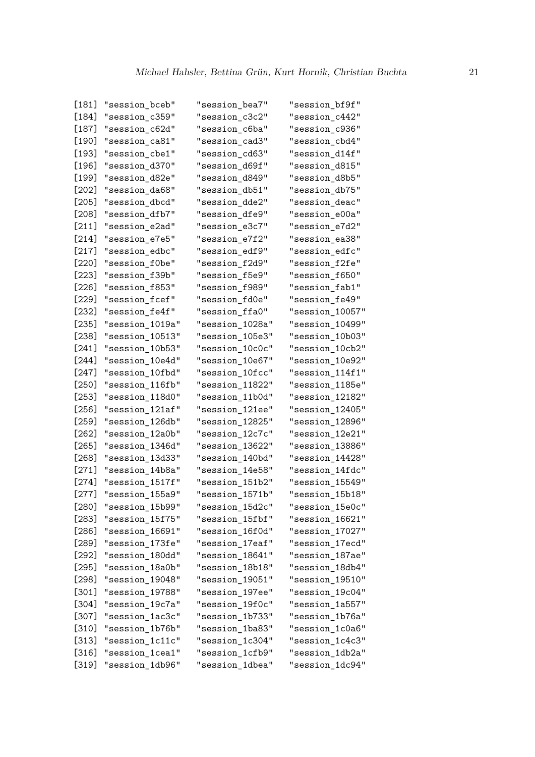```
[181] "session_bceb"   "session_bea7"   "session_bf9f"
[184] "session_c359"   "session_c3c2"   "session_c442"
[187] "session_c62d"   "session_c6ba"   "session_c936"
[190] "session_ca81"   "session_cad3"   "session_cbd4"
[193] "session_cbe1"   "session_cd63"   "session_d14f"
[196] "session_d370"   "session_d69f"   "session_d815"
[199] "session_d82e"   "session_d849"   "session_d8b5"
[202] "session_da68"   "session_db51"   "session_db75"
[205] "session_dbcd"   "session_dde2"   "session_deac"
[208] "session_dfb7"   "session_dfe9"   "session_e00a"
[211] "session_e2ad"   "session_e3c7"   "session_e7d2"
[214] "session_e7e5"   "session_e7f2"   "session_ea38"
[217] "session_edbc"   "session_edf9"   "session_edfc"
[220] "session_f0be"   "session_f2d9"   "session_f2fe"
[223] "session_f39b"   "session_f5e9"   "session_f650"
[226] "session_f853"   "session_f989"   "session_fab1"
[229] "session_fcef"   "session_fd0e"   "session_fe49"
[232] "session_fe4f"   "session_ffa0"   "session_10057"
[235] "session_1019a"  "session_1028a"  "session_10499"
[238] "session_10513"  "session_105e3"  "session_10b03"
[241] "session_10b53"  "session_10c0c"  "session_10cb2"
[244] "session_10e4d"  "session_10e67"  "session_10e92"
[247] "session_10fbd"  "session_10fcc"  "session_114f1"
[250] "session_116fb"  "session_11822"  "session_1185e"
[253] "session_118d0"  "session_11b0d"  "session_12182"
[256] "session_121af"  "session_121ee"  "session_12405"
[259] "session_126db"  "session_12825"  "session_12896"
[262] "session_12a0b"  "session_12c7c"  "session_12e21"
[265] "session_1346d"  "session_13622"  "session_13886"
[268] "session_13d33"  "session_140bd"  "session_14428"
[271] "session_14b8a"  "session_14e58"  "session_14fdc"
[274] "session_1517f"  "session_151b2"  "session_15549"
[277] "session_155a9"  "session_1571b"  "session_15b18"
[280] "session_15b99"  "session_15d2c"  "session_15e0c"
[283] "session_15f75"  "session_15fbf"  "session_16621"
[286] "session_16691"  "session_16f0d"  "session_17027"
[289] "session_173fe"  "session_17eaf"  "session_17ecd"
[292] "session_180dd"  "session_18641"  "session_187ae"
[295] "session_18a0b"  "session_18b18"  "session_18db4"
[298] "session_19048"  "session_19051"  "session_19510"
[301] "session_19788"  "session_197ee"  "session_19c04"
[304] "session_19c7a"  "session_19f0c"  "session_1a557"
[307] "session_1ac3c"  "session_1b733"  "session_1b76a"
[310] "session_1b76b"  "session_1ba83"  "session_1c0a6"
[313] "session_1c11c"  "session_1c304"  "session_1c4c3"
[316] "session_1cea1"  "session_1cfb9"  "session_1db2a"
[319] "session_1db96"  "session_1dbea"  "session_1dc94"
```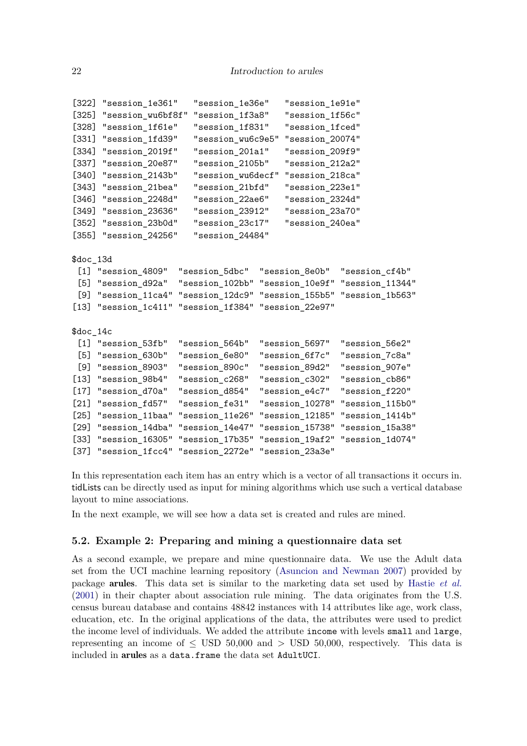```
[322] "session_1e361"   "session_1e36e"   "session_1e91e"  
[325] "session_wu6bf8f" "session_1f3a8"   "session_1f56c"  
[328] "session_1f61e"   "session_1f831"   "session_1fced"  
[331] "session_1fd39"   "session_wu6c9e5" "session_20074"  
[334] "session_2019f"   "session_201a1"   "session_209f9"  
[337] "session_20e87"   "session_2105b"   "session_212a2"  
[340] "session_2143b"   "session_wu6decf" "session_218ca"  
[343] "session_21bea"   "session_21bfd"   "session_223e1"  
[346] "session_2248d"   "session_22ae6"   "session_2324d"  
[349] "session_23636"   "session_23912"   "session_23a70"  
[352] "session_23b0d"   "session_23c17"   "session_240ea"  
[355] "session_24256"   "session_24484"  

$doc_13d
 [1] "session_4809"  "session_5dbc"  "session_8e0b"  "session_cf4b" 
 [5] "session_d92a"  "session_102bb" "session_10e9f" "session_11344"
 [9] "session_11ca4" "session_12dc9" "session_155b5" "session_1b563"
[13] "session_1c411" "session_1f384" "session_22e97"

$doc_14c
 [1] "session_53fb"  "session_564b"  "session_5697"  "session_56e2" 
 [5] "session_630b"  "session_6e80"  "session_6f7c"  "session_7c8a" 
 [9] "session_8903"  "session_890c"  "session_89d2"  "session_907e" 
[13] "session_98b4"  "session_c268"  "session_c302"  "session_cb86" 
[17] "session_d70a"  "session_d854"  "session_e4c7"  "session_f220" 
[21] "session_fd57"  "session_fe31"  "session_10278" "session_115b0"
[25] "session_11baa" "session_11e26" "session_12185" "session_1414b"
[29] "session_14dba" "session_14e47" "session_15738" "session_15a38"
[33] "session_16305" "session_17b35" "session_19af2" "session_1d074"
[37] "session_1fcc4" "session_2272e" "session_23a3e"
```

In this representation each item has an entry which is a vector of all transactions it occurs in. tidLists can be directly used as input for mining algorithms which use such a vertical database layout to mine associations.

In the next example, we will see how a data set is created and rules are mined.

### 5.2. Example 2: Preparing and mining a questionnaire data set

As a second example, we prepare and mine questionnaire data. We use the Adult data set from the UCI machine learning repository (Asuncion and Newman 2007) provided by package **arules**. This data set is similar to the marketing data set used by Hastie *et al.* (2001) in their chapter about association rule mining. The data originates from the U.S. census bureau database and contains 48842 instances with 14 attributes like age, work class, education, etc. In the original applications of the data, the attributes were used to predict the income level of individuals. We added the attribute `income` with levels `small` and `large`, representing an income of $\leq$ USD 50,000 and $>$ USD 50,000, respectively. This data is included in **arules** as a `data.frame` the data set `AdultUCI`.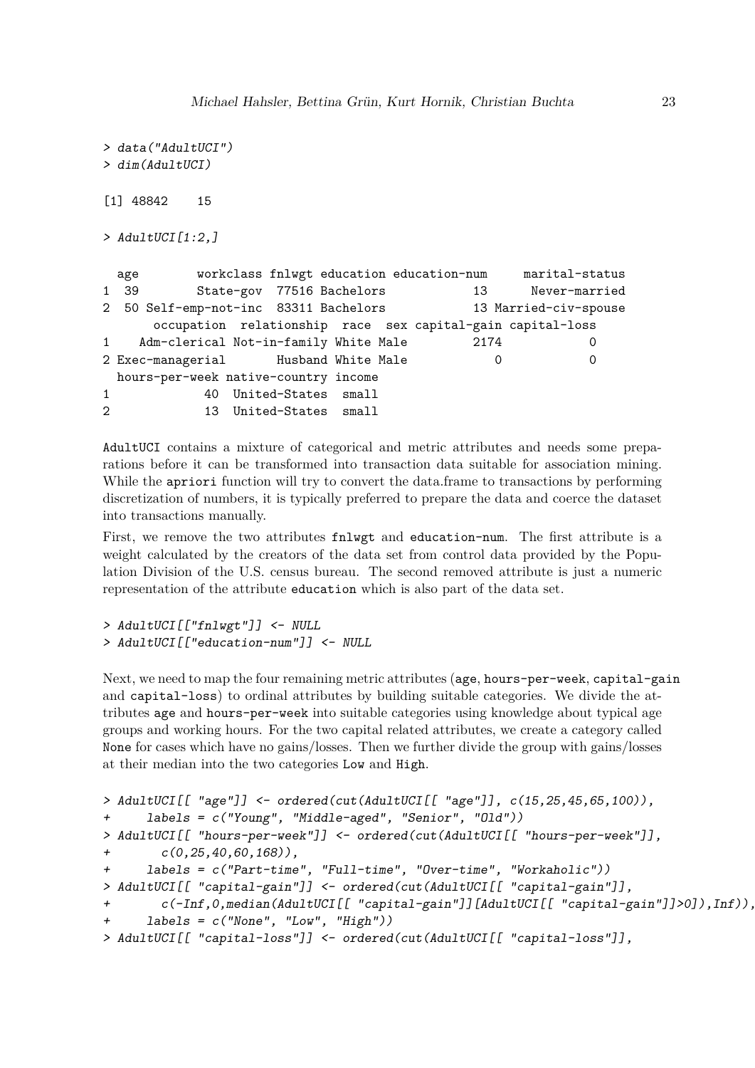```
> data("AdultUCI")
> dim(AdultUCI)

[1] 48842    15

> AdultUCI[1:2,]

  age        workclass fnlwgt education education-num     marital-status
1  39        State-gov  77516 Bachelors            13      Never-married
2  50 Self-emp-not-inc  83311 Bachelors            13 Married-civ-spouse
       occupation  relationship  race  sex capital-gain capital-loss
1    Adm-clerical Not-in-family White Male         2174            0
2 Exec-managerial       Husband White Male            0            0
  hours-per-week native-country income
1             40  United-States  small
2             13  United-States  small
```

AdultUCI contains a mixture of categorical and metric attributes and needs some preparations before it can be transformed into transaction data suitable for association mining. While the apriori function will try to convert the data.frame to transactions by performing discretization of numbers, it is typically preferred to prepare the data and coerce the dataset into transactions manually.

First, we remove the two attributes fnlwgt and education-num. The first attribute is a weight calculated by the creators of the data set from control data provided by the Population Division of the U.S. census bureau. The second removed attribute is just a numeric representation of the attribute education which is also part of the data set.

```
> AdultUCI[["fnlwgt"]] <- NULL
> AdultUCI[["education-num"]] <- NULL
```

Next, we need to map the four remaining metric attributes (age, hours-per-week, capital-gain and capital-loss) to ordinal attributes by building suitable categories. We divide the attributes age and hours-per-week into suitable categories using knowledge about typical age groups and working hours. For the two capital related attributes, we create a category called None for cases which have no gains/losses. Then we further divide the group with gains/losses at their median into the two categories Low and High.

```
> AdultUCI[[ "age"]] <- ordered(cut(AdultUCI[[ "age"]], c(15,25,45,65,100)),
+     labels = c("Young", "Middle-aged", "Senior", "Old"))
> AdultUCI[[ "hours-per-week"]] <- ordered(cut(AdultUCI[[ "hours-per-week"]],
+       c(0,25,40,60,168)),
+     labels = c("Part-time", "Full-time", "Over-time", "Workaholic"))
> AdultUCI[[ "capital-gain"]] <- ordered(cut(AdultUCI[[ "capital-gain"]],
+       c(-Inf,0,median(AdultUCI[[ "capital-gain"]][AdultUCI[[ "capital-gain"]]>0]),Inf)),
+     labels = c("None", "Low", "High"))
> AdultUCI[[ "capital-loss"]] <- ordered(cut(AdultUCI[[ "capital-loss"]],
```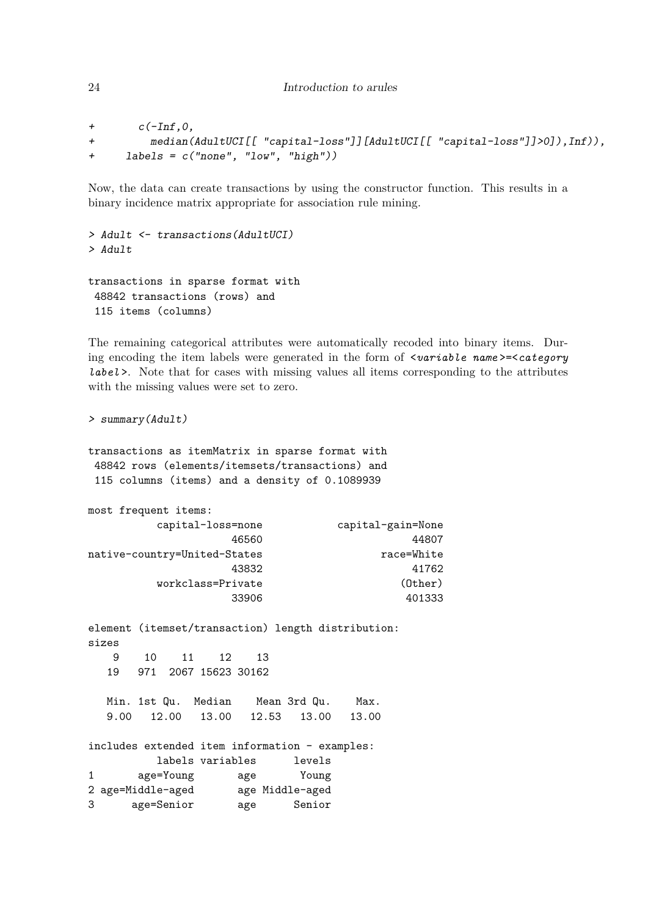```
+       c(-Inf,0,
+         median(AdultUCI[[ "capital-loss"]][AdultUCI[[ "capital-loss"]]>0]),Inf)),
+     labels = c("none", "low", "high"))
```

Now, the data can create transactions by using the constructor function. This results in a binary incidence matrix appropriate for association rule mining.

```
> Adult <- transactions(AdultUCI)
> Adult

transactions in sparse format with
 48842 transactions (rows) and
 115 items (columns)
```

The remaining categorical attributes were automatically recoded into binary items. During encoding the item labels were generated in the form of *<variable name>*=*<category label>*. Note that for cases with missing values all items corresponding to the attributes with the missing values were set to zero.

```
> summary(Adult)

transactions as itemMatrix in sparse format with
 48842 rows (elements/itemsets/transactions) and
 115 columns (items) and a density of 0.1089939

most frequent items:
           capital-loss=none            capital-gain=None
                       46560                        44807
native-country=United-States                   race=White
                       43832                        41762
           workclass=Private                      (Other)
                       33906                       401333

element (itemset/transaction) length distribution:
sizes
    9    10    11    12    13
   19   971  2067 15623 30162

   Min. 1st Qu.  Median    Mean 3rd Qu.    Max.
   9.00   12.00   13.00   12.53   13.00   13.00

includes extended item information - examples:
           labels variables      levels
1       age=Young       age       Young
2 age=Middle-aged       age Middle-aged
3      age=Senior       age      Senior
```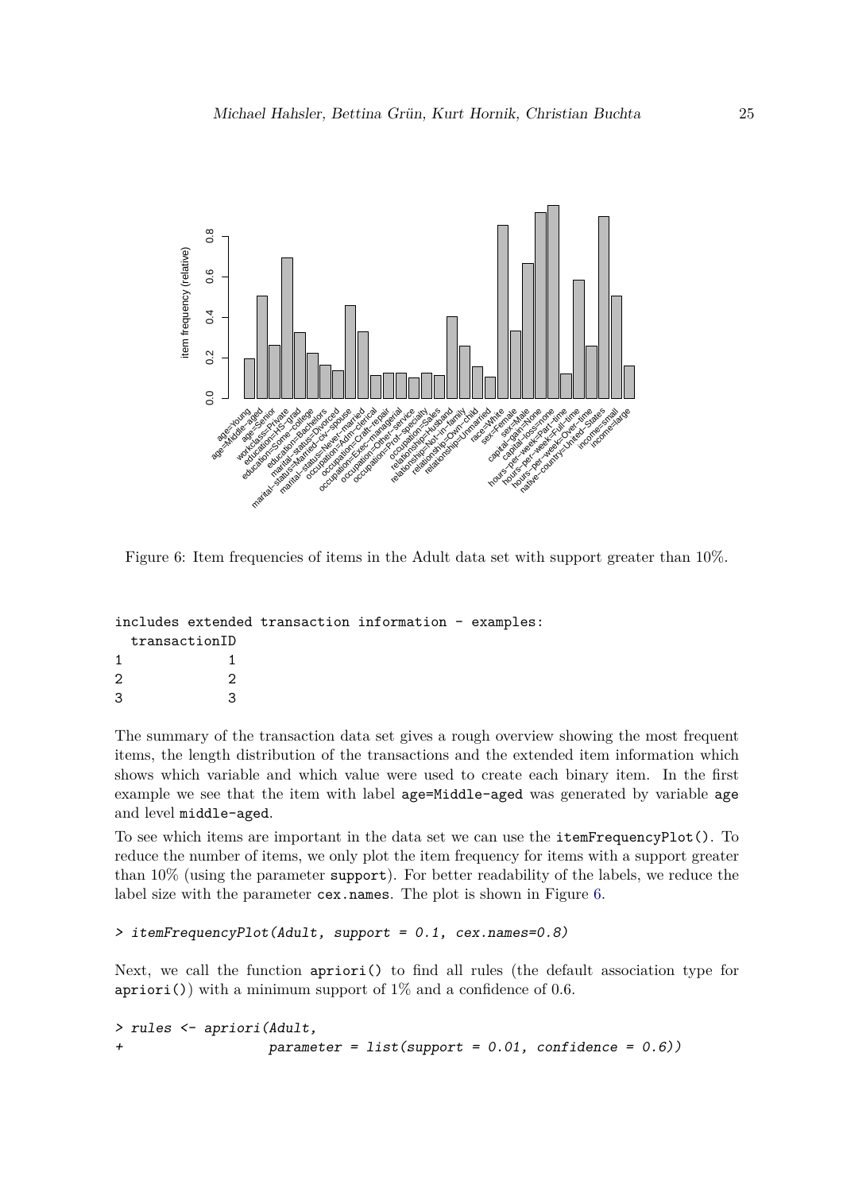Figure 6: Item frequencies of items in the Adult data set with support greater than 10%.

```
includes extended transaction information - examples:
  transactionID
1             1
2             2
3             3
```

The summary of the transaction data set gives a rough overview showing the most frequent items, the length distribution of the transactions and the extended item information which shows which variable and which value were used to create each binary item. In the first example we see that the item with label `age=Middle-aged` was generated by variable `age` and level `middle-aged`.

To see which items are important in the data set we can use the `itemFrequencyPlot()`. To reduce the number of items, we only plot the item frequency for items with a support greater than 10% (using the parameter `support`). For better readability of the labels, we reduce the label size with the parameter `cex.names`. The plot is shown in Figure 6.

```
> itemFrequencyPlot(Adult, support = 0.1, cex.names=0.8)
```

Next, we call the function `apriori()` to find all rules (the default association type for `apriori()`) with a minimum support of 1% and a confidence of 0.6.

```
> rules <- apriori(Adult,
+                  parameter = list(support = 0.01, confidence = 0.6))
```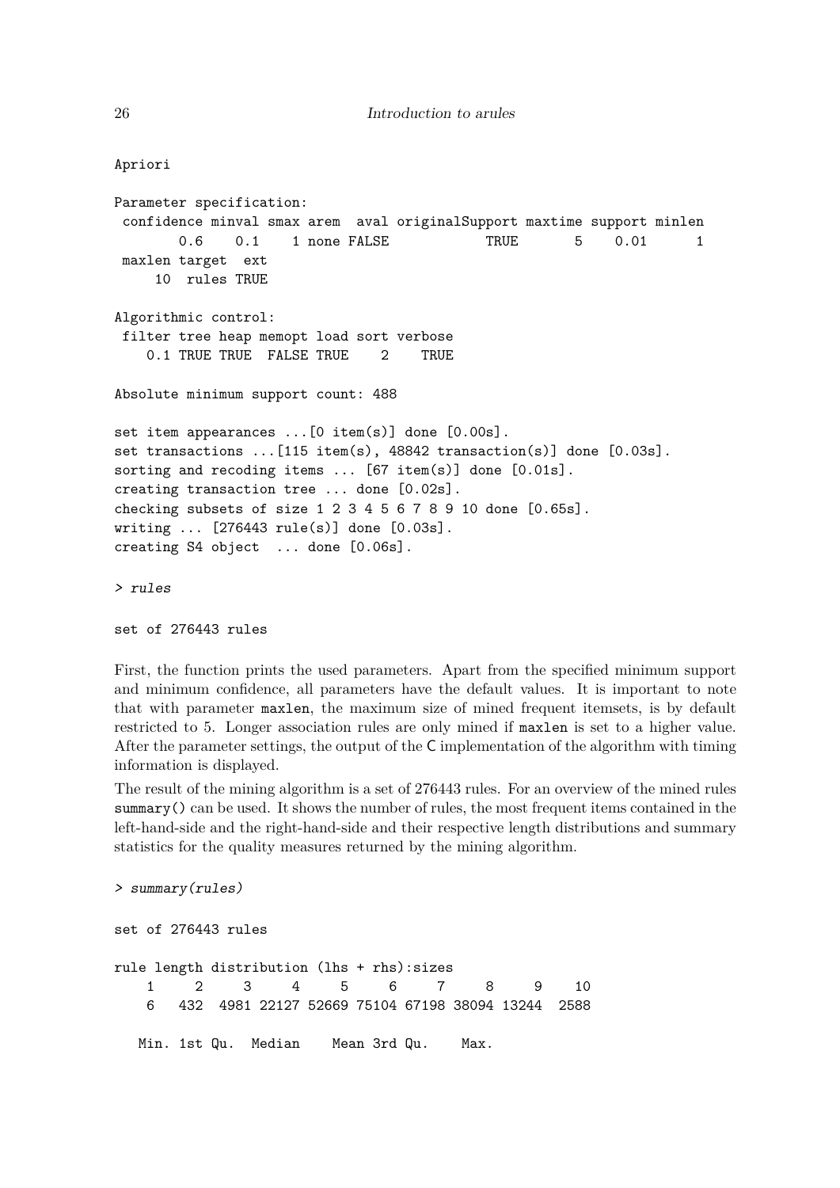```
Apriori

Parameter specification:
 confidence minval smax arem  aval originalSupport maxtime support minlen
        0.6    0.1    1 none FALSE            TRUE       5    0.01      1
 maxlen target  ext
     10  rules TRUE

Algorithmic control:
 filter tree heap memopt load sort verbose
    0.1 TRUE TRUE  FALSE TRUE    2    TRUE

Absolute minimum support count: 488

set item appearances ...[0 item(s)] done [0.00s].
set transactions ...[115 item(s), 48842 transaction(s)] done [0.03s].
sorting and recoding items ... [67 item(s)] done [0.01s].
creating transaction tree ... done [0.02s].
checking subsets of size 1 2 3 4 5 6 7 8 9 10 done [0.65s].
writing ... [276443 rule(s)] done [0.03s].
creating S4 object  ... done [0.06s].
```

```
> rules

set of 276443 rules
```

First, the function prints the used parameters. Apart from the specified minimum support and minimum confidence, all parameters have the default values. It is important to note that with parameter `maxlen`, the maximum size of mined frequent itemsets, is by default restricted to 5. Longer association rules are only mined if `maxlen` is set to a higher value. After the parameter settings, the output of the C implementation of the algorithm with timing information is displayed.

The result of the mining algorithm is a set of 276443 rules. For an overview of the mined rules `summary()` can be used. It shows the number of rules, the most frequent items contained in the left-hand-side and the right-hand-side and their respective length distributions and summary statistics for the quality measures returned by the mining algorithm.

```
> summary(rules)

set of 276443 rules

rule length distribution (lhs + rhs):sizes
    1     2     3     4     5     6     7     8     9    10 
    6   432  4981 22127 52669 75104 67198 38094 13244  2588 

   Min. 1st Qu.  Median    Mean 3rd Qu.    Max. 
```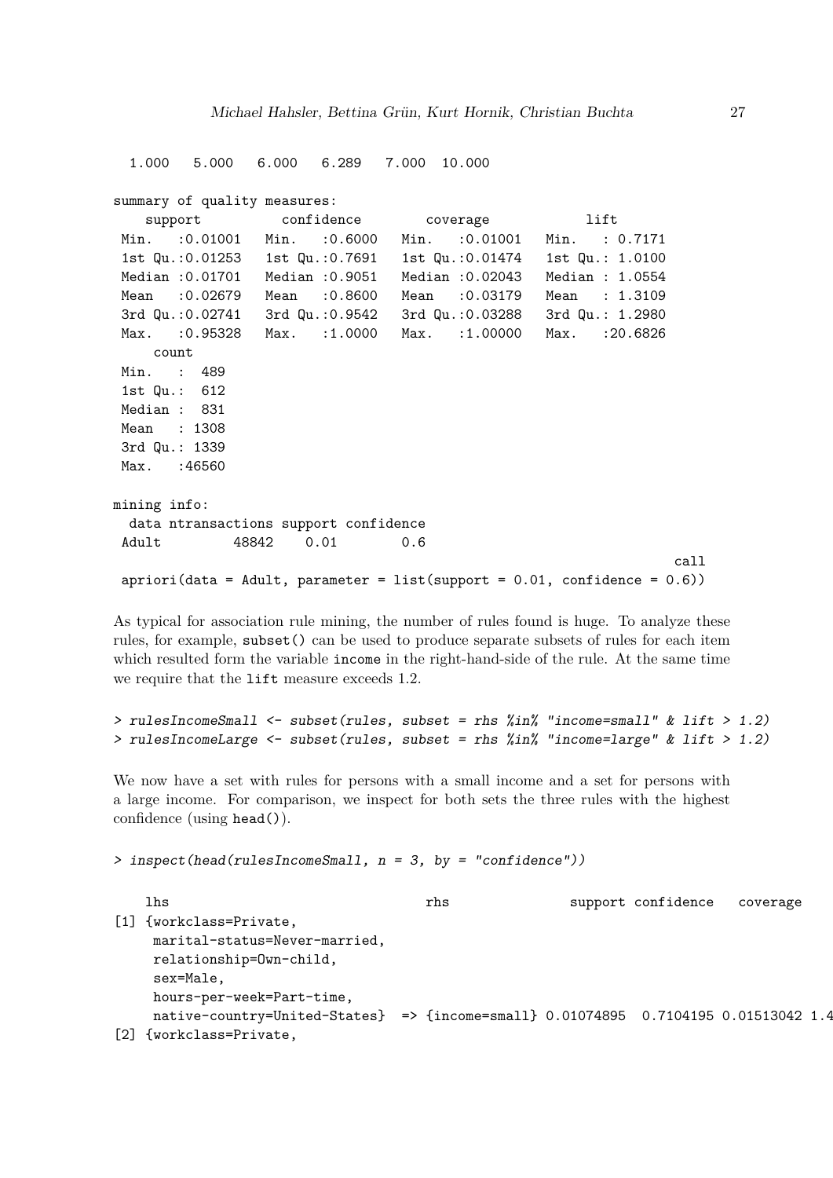```
  1.000   5.000   6.000   6.289   7.000  10.000

summary of quality measures:
    support           confidence        coverage            lift        
 Min.   :0.01001   Min.   :0.6000   Min.   :0.01001   Min.   : 0.7171  
 1st Qu.:0.01253   1st Qu.:0.7691   1st Qu.:0.01474   1st Qu.: 1.0100  
 Median :0.01701   Median :0.9051   Median :0.02043   Median : 1.0554  
 Mean   :0.02679   Mean   :0.8600   Mean   :0.03179   Mean   : 1.3109  
 3rd Qu.:0.02741   3rd Qu.:0.9542   3rd Qu.:0.03288   3rd Qu.: 1.2980  
 Max.   :0.95328   Max.   :1.0000   Max.   :1.00000   Max.   :20.6826  
     count      
 Min.   :  489  
 1st Qu.:  612  
 Median :  831  
 Mean   : 1308  
 3rd Qu.: 1339  
 Max.   :46560  

mining info:
  data ntransactions support confidence
 Adult         48842    0.01        0.6
                                                                     call
 apriori(data = Adult, parameter = list(support = 0.01, confidence = 0.6))
```

As typical for association rule mining, the number of rules found is huge. To analyze these rules, for example, subset() can be used to produce separate subsets of rules for each item which resulted form the variable income in the right-hand-side of the rule. At the same time we require that the lift measure exceeds 1.2.

```
> rulesIncomeSmall <- subset(rules, subset = rhs %in% "income=small" & lift > 1.2)
> rulesIncomeLarge <- subset(rules, subset = rhs %in% "income=large" & lift > 1.2)
```

We now have a set with rules for persons with a small income and a set for persons with a large income. For comparison, we inspect for both sets the three rules with the highest confidence (using head()).

```
> inspect(head(rulesIncomeSmall, n = 3, by = "confidence"))

    lhs                               rhs               support confidence   coverage
[1] {workclass=Private,                                                               
     marital-status=Never-married,                                                    
     relationship=Own-child,                                                          
     sex=Male,                                                                        
     hours-per-week=Part-time,                                                        
     native-country=United-States}  => {income=small} 0.01074895  0.7104195 0.01513042 1.4
[2] {workclass=Private,
```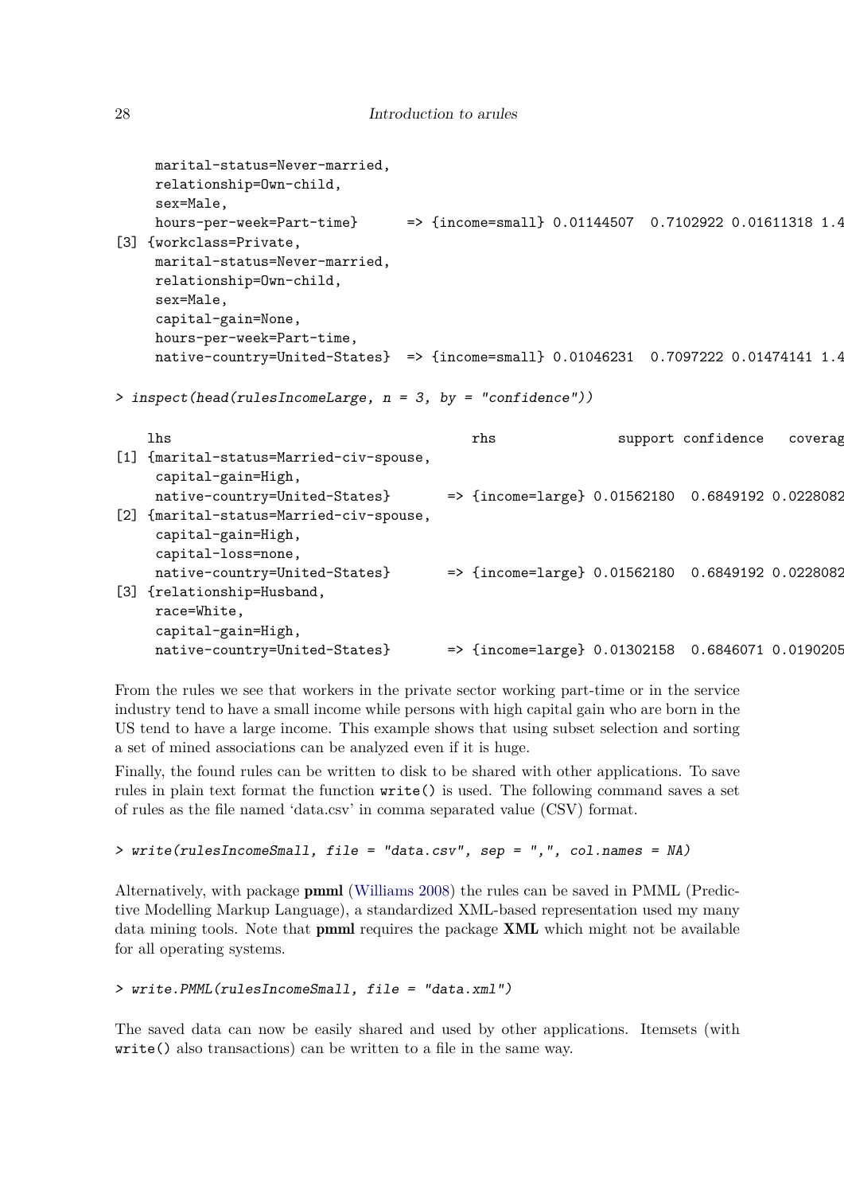```
     marital-status=Never-married,
     relationship=Own-child,
     sex=Male,
     hours-per-week=Part-time}      => {income=small} 0.01144507  0.7102922 0.01611318 1.4
[3] {workclass=Private,
     marital-status=Never-married,
     relationship=Own-child,
     sex=Male,
     capital-gain=None,
     hours-per-week=Part-time,
     native-country=United-States}  => {income=small} 0.01046231  0.7097222 0.01474141 1.4
```

```
> inspect(head(rulesIncomeLarge, n = 3, by = "confidence"))
```

```
    lhs                                        rhs               support confidence   coverag
[1] {marital-status=Married-civ-spouse,
     capital-gain=High,
     native-country=United-States}       => {income=large} 0.01562180  0.6849192 0.0228082
[2] {marital-status=Married-civ-spouse,
     capital-gain=High,
     capital-loss=none,
     native-country=United-States}       => {income=large} 0.01562180  0.6849192 0.0228082
[3] {relationship=Husband,
     race=White,
     capital-gain=High,
     native-country=United-States}       => {income=large} 0.01302158  0.6846071 0.0190205
```

From the rules we see that workers in the private sector working part-time or in the service industry tend to have a small income while persons with high capital gain who are born in the US tend to have a large income. This example shows that using subset selection and sorting a set of mined associations can be analyzed even if it is huge.

Finally, the found rules can be written to disk to be shared with other applications. To save rules in plain text format the function `write()` is used. The following command saves a set of rules as the file named 'data.csv' in comma separated value (CSV) format.

```
> write(rulesIncomeSmall, file = "data.csv", sep = ",", col.names = NA)
```

Alternatively, with package **pmml** (Williams 2008) the rules can be saved in PMML (Predictive Modelling Markup Language), a standardized XML-based representation used my many data mining tools. Note that **pmml** requires the package **XML** which might not be available for all operating systems.

```
> write.PMML(rulesIncomeSmall, file = "data.xml")
```

The saved data can now be easily shared and used by other applications. Itemsets (with `write()` also transactions) can be written to a file in the same way.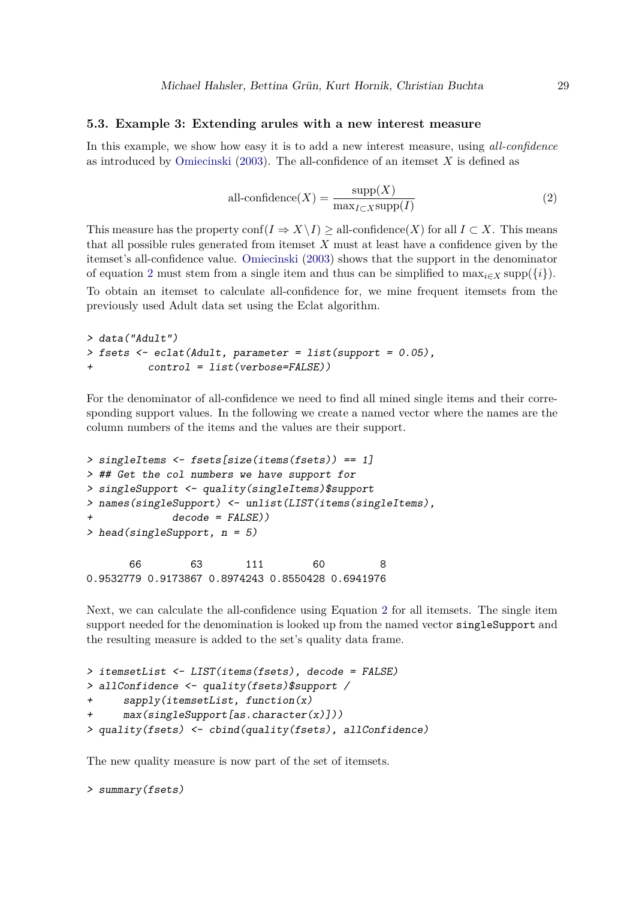### 5.3. Example 3: Extending arules with a new interest measure

In this example, we show how easy it is to add a new interest measure, using *all-confidence* as introduced by Omiecinski (2003). The all-confidence of an itemset $X$ is defined as

$$\text{all-confidence}(X) = \frac{\text{supp}(X)}{\max_{I \subset X} \text{supp}(I)} \tag{2}$$

This measure has the property $\text{conf}(I \Rightarrow X \setminus I) \geq \text{all-confidence}(X)$ for all $I \subset X$. This means that all possible rules generated from itemset $X$ must at least have a confidence given by the itemset's all-confidence value. Omiecinski (2003) shows that the support in the denominator of equation 2 must stem from a single item and thus can be simplified to $\max_{i \in X} \text{supp}(\{i\})$.

To obtain an itemset to calculate all-confidence for, we mine frequent itemsets from the previously used Adult data set using the Eclat algorithm.

```
> data("Adult")
> fsets <- eclat(Adult, parameter = list(support = 0.05),
+         control = list(verbose=FALSE))
```

For the denominator of all-confidence we need to find all mined single items and their corresponding support values. In the following we create a named vector where the names are the column numbers of the items and the values are their support.

```
> singleItems <- fsets[size(items(fsets)) == 1]
> ## Get the col numbers we have support for
> singleSupport <- quality(singleItems)$support
> names(singleSupport) <- unlist(LIST(items(singleItems),
+             decode = FALSE))
> head(singleSupport, n = 5)

       66        63       111        60         8 
0.9532779 0.9173867 0.8974243 0.8550428 0.6941976 
```

Next, we can calculate the all-confidence using Equation 2 for all itemsets. The single item support needed for the denomination is looked up from the named vector `singleSupport` and the resulting measure is added to the set's quality data frame.

```
> itemsetList <- LIST(items(fsets), decode = FALSE)
> allConfidence <- quality(fsets)$support /
+     sapply(itemsetList, function(x)
+     max(singleSupport[as.character(x)]))
> quality(fsets) <- cbind(quality(fsets), allConfidence)
```

The new quality measure is now part of the set of itemsets.

```
> summary(fsets)
```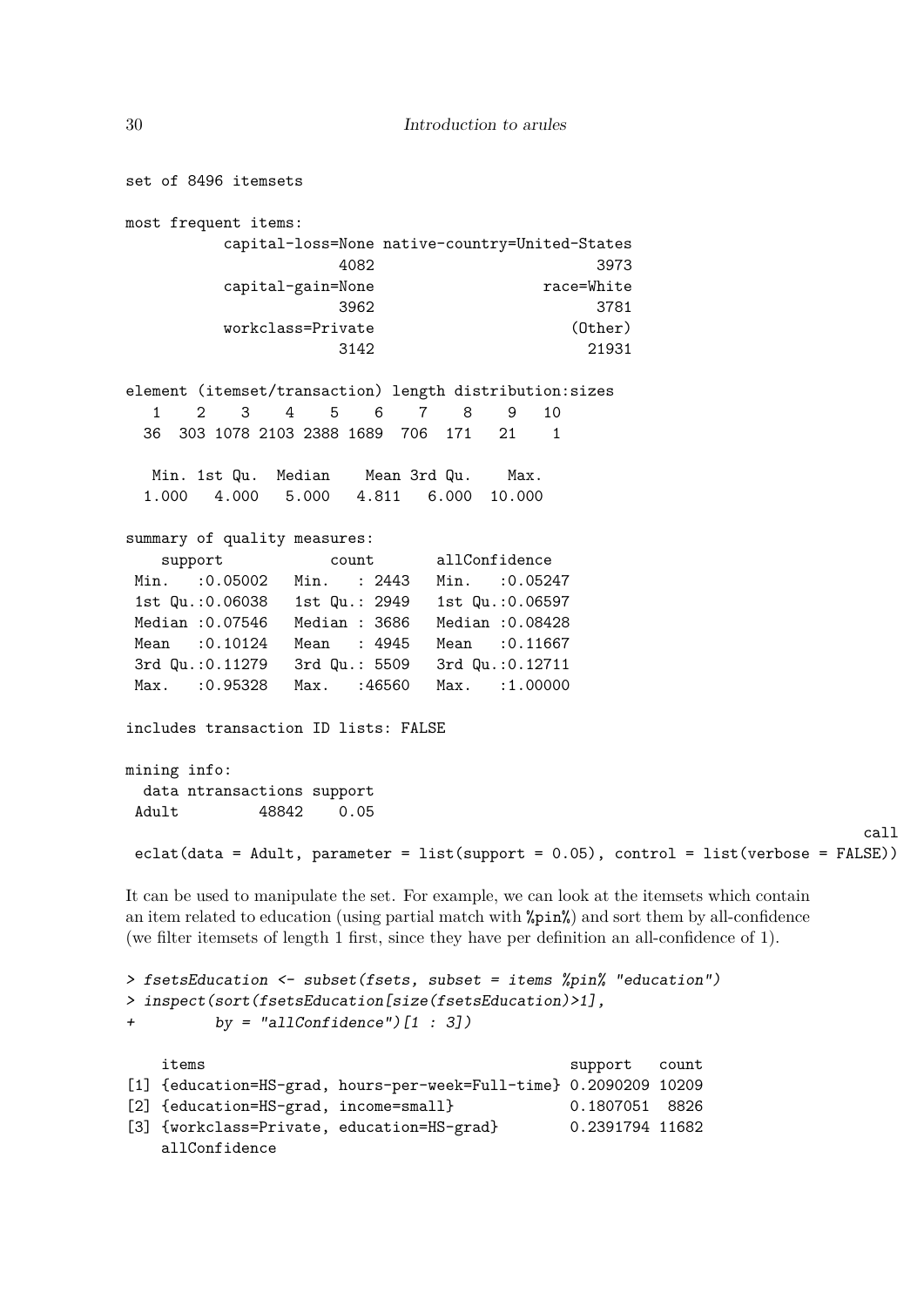```
set of 8496 itemsets

most frequent items:
          capital-loss=None native-country=United-States
                       4082                          3973
          capital-gain=None                    race=White
                       3962                          3781
          workclass=Private                       (Other)
                       3142                         21931

element (itemset/transaction) length distribution:sizes
   1    2    3    4    5    6    7    8    9   10
  36  303 1078 2103 2388 1689  706  171   21    1

   Min. 1st Qu.  Median    Mean 3rd Qu.    Max.
  1.000   4.000   5.000   4.811   6.000  10.000

summary of quality measures:
    support            count        allConfidence
 Min.   :0.05002   Min.   : 2443   Min.   :0.05247
 1st Qu.:0.06038   1st Qu.: 2949   1st Qu.:0.06597
 Median :0.07546   Median : 3686   Median :0.08428
 Mean   :0.10124   Mean   : 4945   Mean   :0.11667
 3rd Qu.:0.11279   3rd Qu.: 5509   3rd Qu.:0.12711
 Max.   :0.95328   Max.   :46560   Max.   :1.00000

includes transaction ID lists: FALSE

mining info:
  data ntransactions support
 Adult         48842    0.05
                                                                                   call
 eclat(data = Adult, parameter = list(support = 0.05), control = list(verbose = FALSE))
```

It can be used to manipulate the set. For example, we can look at the itemsets which contain an item related to education (using partial match with %pin%) and sort them by all-confidence (we filter itemsets of length 1 first, since they have per definition an all-confidence of 1).

```
> fsetsEducation <- subset(fsets, subset = items %pin% "education")
> inspect(sort(fsetsEducation[size(fsetsEducation)>1],
+         by = "allConfidence")[1 : 3])

    items                                            support   count
[1] {education=HS-grad, hours-per-week=Full-time} 0.2090209 10209
[2] {education=HS-grad, income=small}             0.1807051  8826
[3] {workclass=Private, education=HS-grad}        0.2391794 11682
    allConfidence
```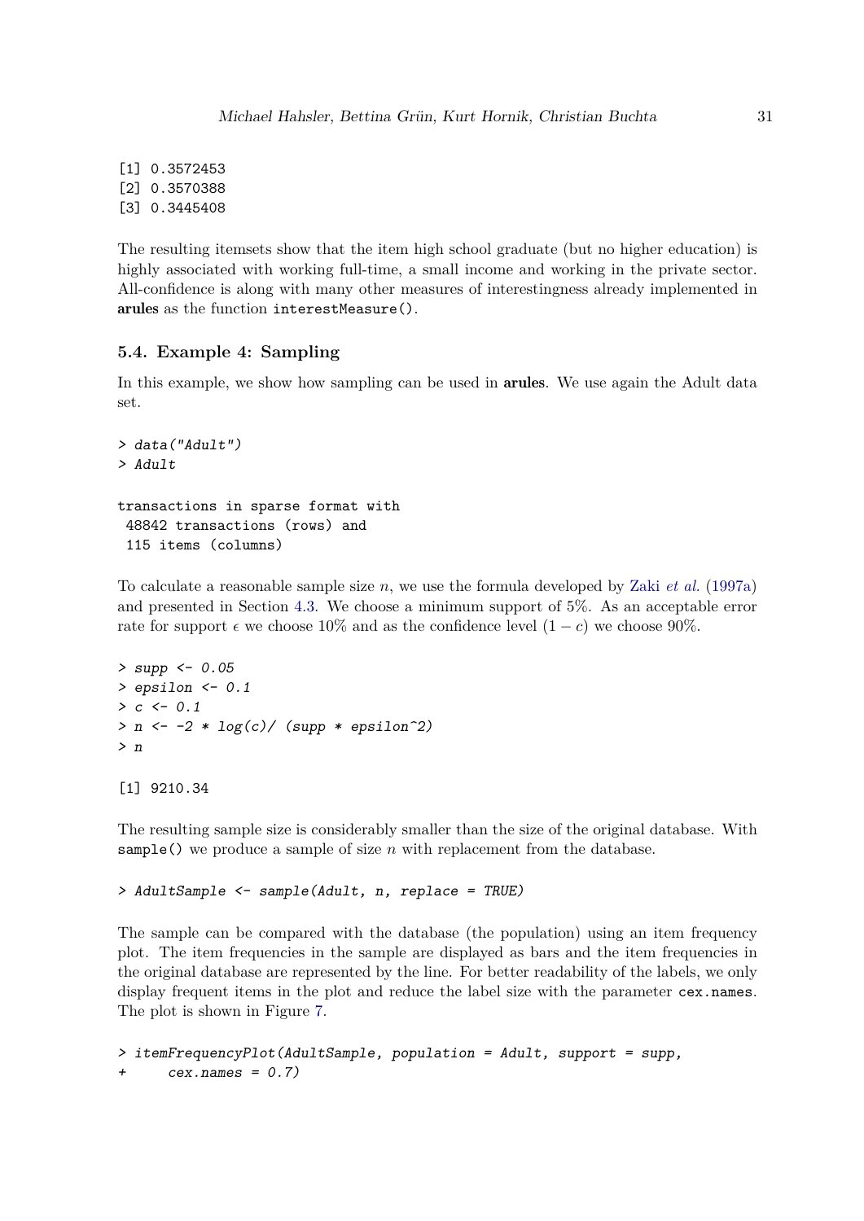```
[1] 0.3572453
[2] 0.3570388
[3] 0.3445408
```

The resulting itemsets show that the item high school graduate (but no higher education) is highly associated with working full-time, a small income and working in the private sector. All-confidence is along with many other measures of interestingness already implemented in **arules** as the function `interestMeasure()`.

### 5.4. Example 4: Sampling

In this example, we show how sampling can be used in **arules**. We use again the Adult data set.

```
> data("Adult")
> Adult

transactions in sparse format with
 48842 transactions (rows) and
 115 items (columns)
```

To calculate a reasonable sample size $n$, we use the formula developed by Zaki *et al.* (1997a) and presented in Section 4.3. We choose a minimum support of 5%. As an acceptable error rate for support $\epsilon$ we choose 10% and as the confidence level $(1 - c)$ we choose 90%.

```
> supp <- 0.05
> epsilon <- 0.1
> c <- 0.1
> n <- -2 * log(c)/ (supp * epsilon^2)
> n

[1] 9210.34
```

The resulting sample size is considerably smaller than the size of the original database. With `sample()` we produce a sample of size $n$ with replacement from the database.

```
> AdultSample <- sample(Adult, n, replace = TRUE)
```

The sample can be compared with the database (the population) using an item frequency plot. The item frequencies in the sample are displayed as bars and the item frequencies in the original database are represented by the line. For better readability of the labels, we only display frequent items in the plot and reduce the label size with the parameter `cex.names`. The plot is shown in Figure 7.

```
> itemFrequencyPlot(AdultSample, population = Adult, support = supp,
+     cex.names = 0.7)
```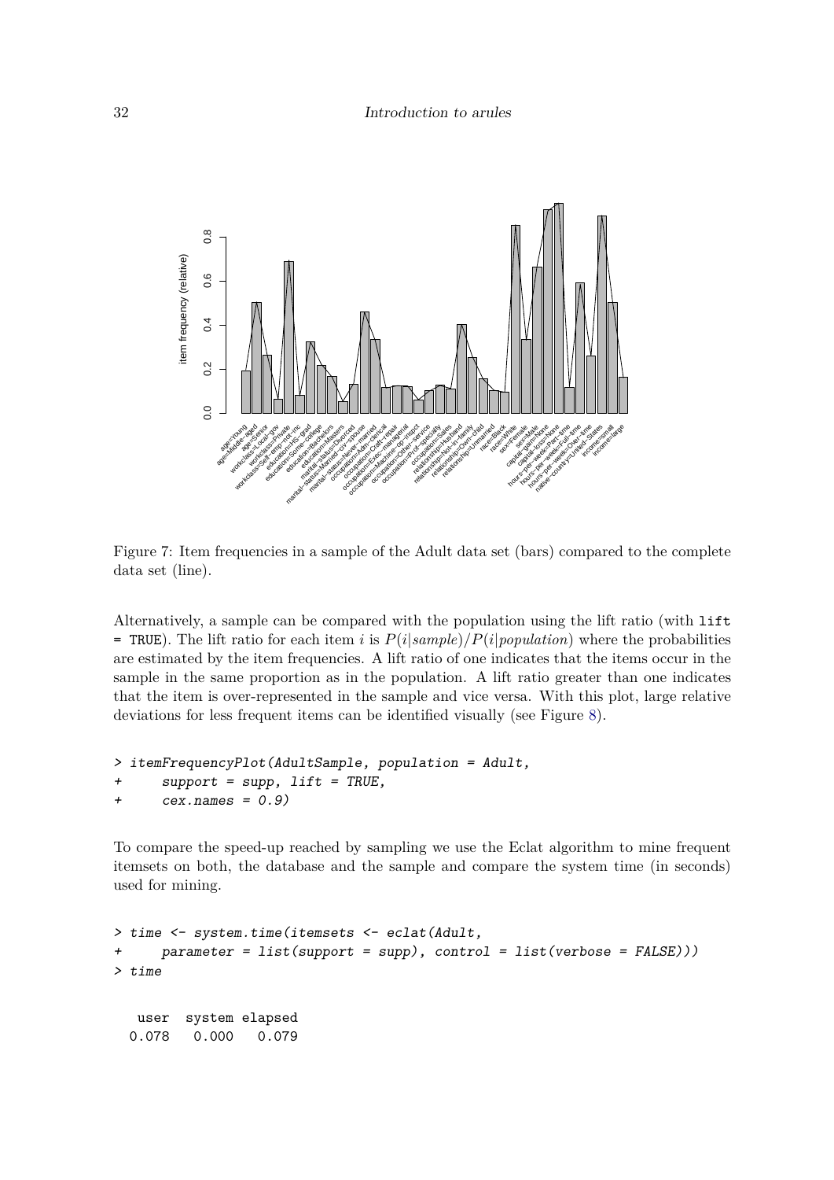Figure 7: Item frequencies in a sample of the Adult data set (bars) compared to the complete data set (line).

Alternatively, a sample can be compared with the population using the lift ratio (with `lift = TRUE`). The lift ratio for each item $i$ is $P(i|sample)/P(i|population)$ where the probabilities are estimated by the item frequencies. A lift ratio of one indicates that the items occur in the sample in the same proportion as in the population. A lift ratio greater than one indicates that the item is over-represented in the sample and vice versa. With this plot, large relative deviations for less frequent items can be identified visually (see Figure 8).

```
> itemFrequencyPlot(AdultSample, population = Adult,
+     support = supp, lift = TRUE,
+     cex.names = 0.9)
```

To compare the speed-up reached by sampling we use the Eclat algorithm to mine frequent itemsets on both, the database and the sample and compare the system time (in seconds) used for mining.

```
> time <- system.time(itemsets <- eclat(Adult,
+     parameter = list(support = supp), control = list(verbose = FALSE)))
> time

   user  system elapsed
  0.078   0.000   0.079
```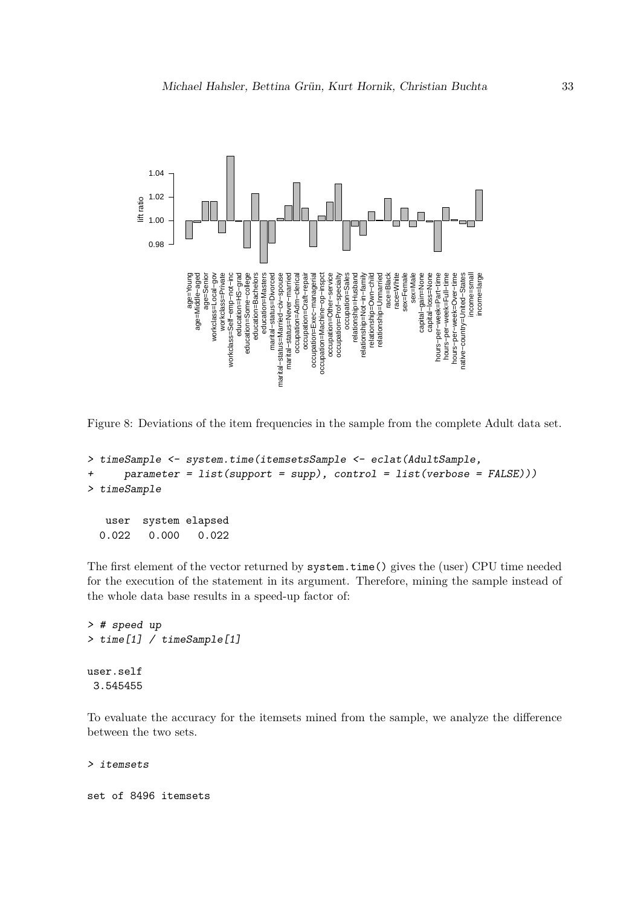Figure 8: Deviations of the item frequencies in the sample from the complete Adult data set.

```
> timeSample <- system.time(itemsetsSample <- eclat(AdultSample,
+     parameter = list(support = supp), control = list(verbose = FALSE)))
> timeSample

   user  system elapsed 
  0.022   0.000   0.022 
```

The first element of the vector returned by `system.time()` gives the (user) CPU time needed for the execution of the statement in its argument. Therefore, mining the sample instead of the whole data base results in a speed-up factor of:

```
> # speed up
> time[1] / timeSample[1]

user.self 
 3.545455 
```

To evaluate the accuracy for the itemsets mined from the sample, we analyze the difference between the two sets.

```
> itemsets

set of 8496 itemsets
```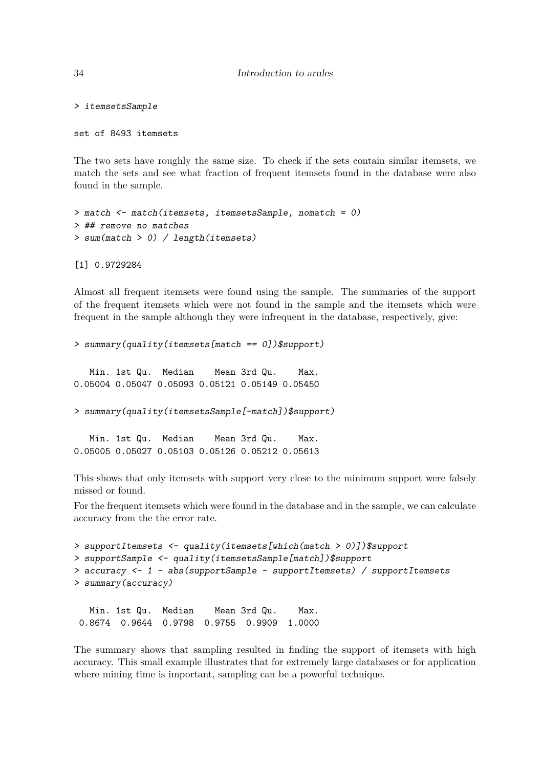```
> itemsetsSample
```

```
set of 8493 itemsets
```

The two sets have roughly the same size. To check if the sets contain similar itemsets, we match the sets and see what fraction of frequent itemsets found in the database were also found in the sample.

```
> match <- match(itemsets, itemsetsSample, nomatch = 0)
> ## remove no matches
> sum(match > 0) / length(itemsets)
```

```
[1] 0.9729284
```

Almost all frequent itemsets were found using the sample. The summaries of the support of the frequent itemsets which were not found in the sample and the itemsets which were frequent in the sample although they were infrequent in the database, respectively, give:

```
> summary(quality(itemsets[match == 0])$support)
```

```
   Min. 1st Qu.  Median    Mean 3rd Qu.    Max. 
0.05004 0.05047 0.05093 0.05121 0.05149 0.05450 
```

```
> summary(quality(itemsetsSample[-match])$support)
```

```
   Min. 1st Qu.  Median    Mean 3rd Qu.    Max. 
0.05005 0.05027 0.05103 0.05126 0.05212 0.05613 
```

This shows that only itemsets with support very close to the minimum support were falsely missed or found.

For the frequent itemsets which were found in the database and in the sample, we can calculate accuracy from the the error rate.

```
> supportItemsets <- quality(itemsets[which(match > 0)])$support
> supportSample <- quality(itemsetsSample[match])$support
> accuracy <- 1 - abs(supportSample - supportItemsets) / supportItemsets
> summary(accuracy)
```

```
   Min. 1st Qu.  Median    Mean 3rd Qu.    Max. 
 0.8674  0.9644  0.9798  0.9755  0.9909  1.0000 
```

The summary shows that sampling resulted in finding the support of itemsets with high accuracy. This small example illustrates that for extremely large databases or for application where mining time is important, sampling can be a powerful technique.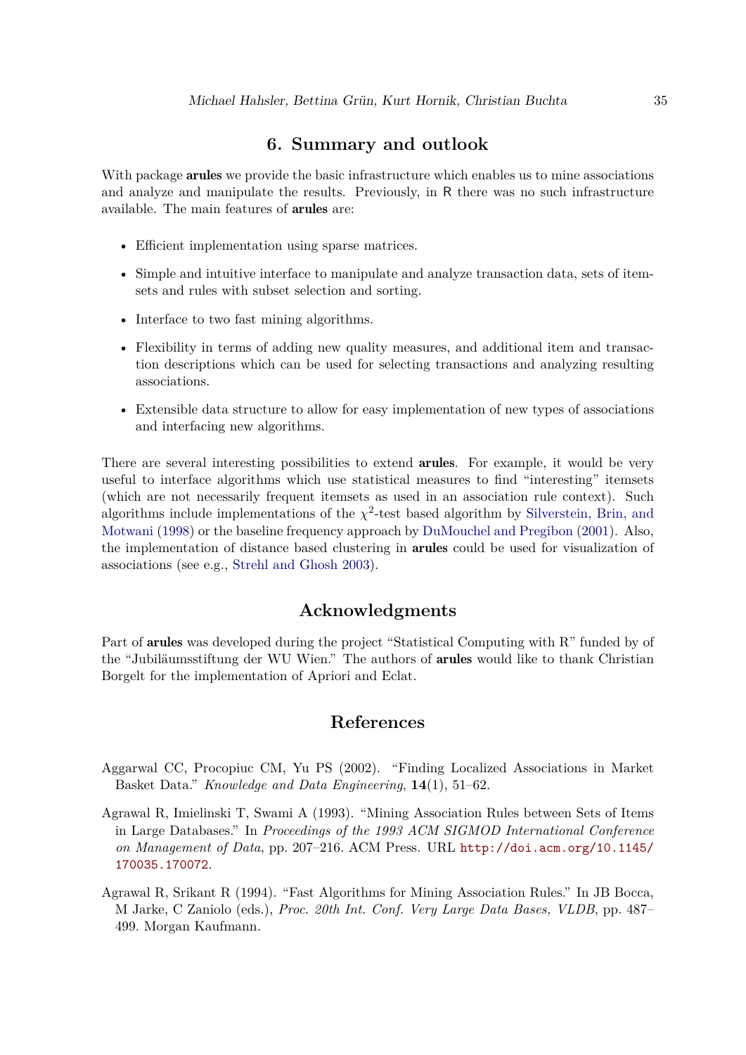# 6. Summary and outlook

With package **arules** we provide the basic infrastructure which enables us to mine associations and analyze and manipulate the results. Previously, in R there was no such infrastructure available. The main features of **arules** are:

- Efficient implementation using sparse matrices.
- Simple and intuitive interface to manipulate and analyze transaction data, sets of itemsets and rules with subset selection and sorting.
- Interface to two fast mining algorithms.
- Flexibility in terms of adding new quality measures, and additional item and transaction descriptions which can be used for selecting transactions and analyzing resulting associations.
- Extensible data structure to allow for easy implementation of new types of associations and interfacing new algorithms.

There are several interesting possibilities to extend **arules**. For example, it would be very useful to interface algorithms which use statistical measures to find "interesting" itemsets (which are not necessarily frequent itemsets as used in an association rule context). Such algorithms include implementations of the $\chi^2$-test based algorithm by Silverstein, Brin, and Motwani (1998) or the baseline frequency approach by DuMouchel and Pregibon (2001). Also, the implementation of distance based clustering in **arules** could be used for visualization of associations (see e.g., Strehl and Ghosh 2003).

# Acknowledgments

Part of **arules** was developed during the project "Statistical Computing with R" funded by of the "Jubiläumsstiftung der WU Wien." The authors of **arules** would like to thank Christian Borgelt for the implementation of Apriori and Eclat.

# References

Aggarwal CC, Procopiuc CM, Yu PS (2002). "Finding Localized Associations in Market Basket Data." *Knowledge and Data Engineering*, **14**(1), 51–62.

Agrawal R, Imielinski T, Swami A (1993). "Mining Association Rules between Sets of Items in Large Databases." In *Proceedings of the 1993 ACM SIGMOD International Conference on Management of Data*, pp. 207–216. ACM Press. URL http://doi.acm.org/10.1145/170035.170072.

Agrawal R, Srikant R (1994). "Fast Algorithms for Mining Association Rules." In JB Bocca, M Jarke, C Zaniolo (eds.), *Proc. 20th Int. Conf. Very Large Data Bases, VLDB*, pp. 487–499. Morgan Kaufmann.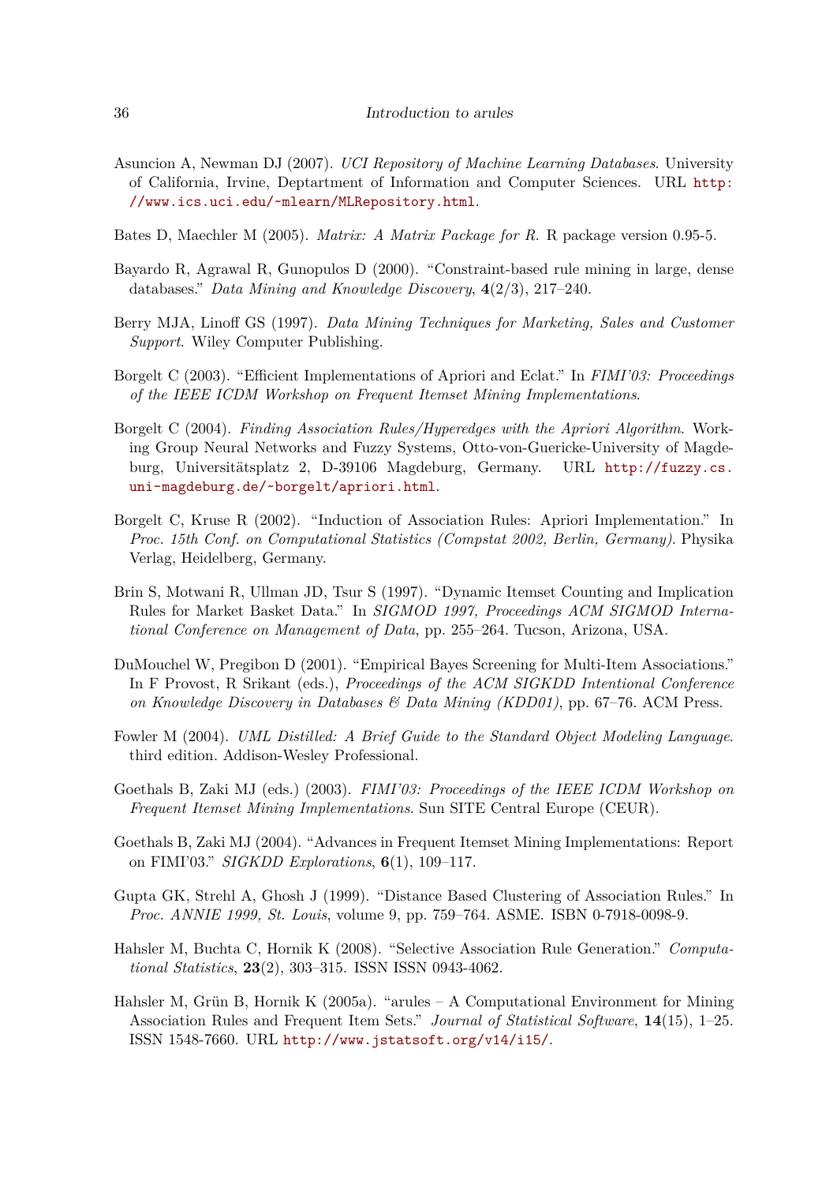Asuncion A, Newman DJ (2007). *UCI Repository of Machine Learning Databases*. University of California, Irvine, Deptartment of Information and Computer Sciences. URL http://www.ics.uci.edu/~mlearn/MLRepository.html.

Bates D, Maechler M (2005). *Matrix: A Matrix Package for R*. R package version 0.95-5.

Bayardo R, Agrawal R, Gunopulos D (2000). "Constraint-based rule mining in large, dense databases." *Data Mining and Knowledge Discovery*, **4**(2/3), 217–240.

Berry MJA, Linoff GS (1997). *Data Mining Techniques for Marketing, Sales and Customer Support*. Wiley Computer Publishing.

Borgelt C (2003). "Efficient Implementations of Apriori and Eclat." In *FIMI'03: Proceedings of the IEEE ICDM Workshop on Frequent Itemset Mining Implementations*.

Borgelt C (2004). *Finding Association Rules/Hyperedges with the Apriori Algorithm*. Working Group Neural Networks and Fuzzy Systems, Otto-von-Guericke-University of Magdeburg, Universitätsplatz 2, D-39106 Magdeburg, Germany. URL http://fuzzy.cs.uni-magdeburg.de/~borgelt/apriori.html.

Borgelt C, Kruse R (2002). "Induction of Association Rules: Apriori Implementation." In *Proc. 15th Conf. on Computational Statistics (Compstat 2002, Berlin, Germany)*. Physika Verlag, Heidelberg, Germany.

Brin S, Motwani R, Ullman JD, Tsur S (1997). "Dynamic Itemset Counting and Implication Rules for Market Basket Data." In *SIGMOD 1997, Proceedings ACM SIGMOD International Conference on Management of Data*, pp. 255–264. Tucson, Arizona, USA.

DuMouchel W, Pregibon D (2001). "Empirical Bayes Screening for Multi-Item Associations." In F Provost, R Srikant (eds.), *Proceedings of the ACM SIGKDD Intentional Conference on Knowledge Discovery in Databases & Data Mining (KDD01)*, pp. 67–76. ACM Press.

Fowler M (2004). *UML Distilled: A Brief Guide to the Standard Object Modeling Language*. third edition. Addison-Wesley Professional.

Goethals B, Zaki MJ (eds.) (2003). *FIMI'03: Proceedings of the IEEE ICDM Workshop on Frequent Itemset Mining Implementations*. Sun SITE Central Europe (CEUR).

Goethals B, Zaki MJ (2004). "Advances in Frequent Itemset Mining Implementations: Report on FIMI'03." *SIGKDD Explorations*, **6**(1), 109–117.

Gupta GK, Strehl A, Ghosh J (1999). "Distance Based Clustering of Association Rules." In *Proc. ANNIE 1999, St. Louis*, volume 9, pp. 759–764. ASME. ISBN 0-7918-0098-9.

Hahsler M, Buchta C, Hornik K (2008). "Selective Association Rule Generation." *Computational Statistics*, **23**(2), 303–315. ISSN ISSN 0943-4062.

Hahsler M, Grün B, Hornik K (2005a). "arules – A Computational Environment for Mining Association Rules and Frequent Item Sets." *Journal of Statistical Software*, **14**(15), 1–25. ISSN 1548-7660. URL http://www.jstatsoft.org/v14/i15/.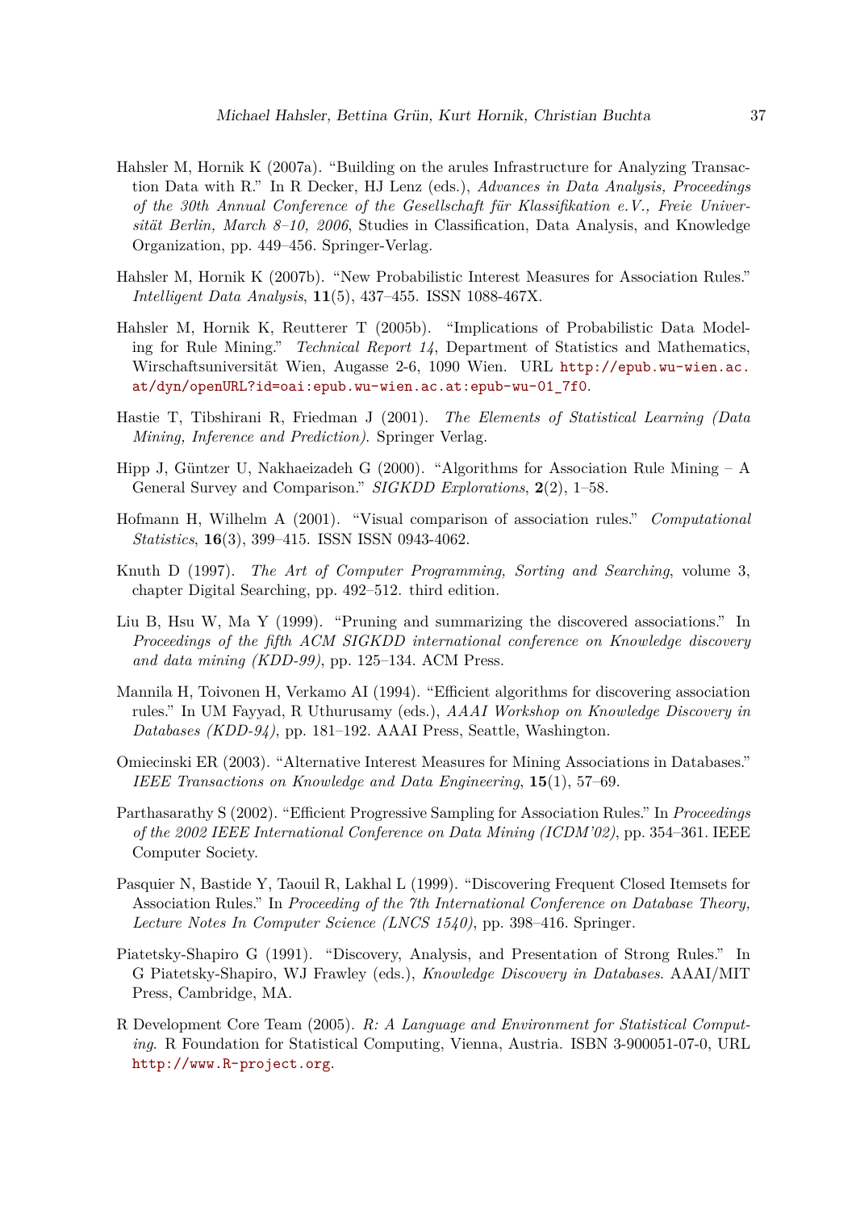Hahsler M, Hornik K (2007a). "Building on the arules Infrastructure for Analyzing Transaction Data with R." In R Decker, HJ Lenz (eds.), *Advances in Data Analysis, Proceedings of the 30th Annual Conference of the Gesellschaft für Klassifikation e.V., Freie Universität Berlin, March 8–10, 2006*, Studies in Classification, Data Analysis, and Knowledge Organization, pp. 449–456. Springer-Verlag.

Hahsler M, Hornik K (2007b). "New Probabilistic Interest Measures for Association Rules." *Intelligent Data Analysis*, **11**(5), 437–455. ISSN 1088-467X.

Hahsler M, Hornik K, Reutterer T (2005b). "Implications of Probabilistic Data Modeling for Rule Mining." *Technical Report 14*, Department of Statistics and Mathematics, Wirschaftsuniversität Wien, Augasse 2-6, 1090 Wien. URL http://epub.wu-wien.ac.at/dyn/openURL?id=oai:epub.wu-wien.ac.at:epub-wu-01_7f0.

Hastie T, Tibshirani R, Friedman J (2001). *The Elements of Statistical Learning (Data Mining, Inference and Prediction)*. Springer Verlag.

Hipp J, Güntzer U, Nakhaeizadeh G (2000). "Algorithms for Association Rule Mining – A General Survey and Comparison." *SIGKDD Explorations*, **2**(2), 1–58.

Hofmann H, Wilhelm A (2001). "Visual comparison of association rules." *Computational Statistics*, **16**(3), 399–415. ISSN ISSN 0943-4062.

Knuth D (1997). *The Art of Computer Programming, Sorting and Searching*, volume 3, chapter Digital Searching, pp. 492–512. third edition.

Liu B, Hsu W, Ma Y (1999). "Pruning and summarizing the discovered associations." In *Proceedings of the fifth ACM SIGKDD international conference on Knowledge discovery and data mining (KDD-99)*, pp. 125–134. ACM Press.

Mannila H, Toivonen H, Verkamo AI (1994). "Efficient algorithms for discovering association rules." In UM Fayyad, R Uthurusamy (eds.), *AAAI Workshop on Knowledge Discovery in Databases (KDD-94)*, pp. 181–192. AAAI Press, Seattle, Washington.

Omiecinski ER (2003). "Alternative Interest Measures for Mining Associations in Databases." *IEEE Transactions on Knowledge and Data Engineering*, **15**(1), 57–69.

Parthasarathy S (2002). "Efficient Progressive Sampling for Association Rules." In *Proceedings of the 2002 IEEE International Conference on Data Mining (ICDM'02)*, pp. 354–361. IEEE Computer Society.

Pasquier N, Bastide Y, Taouil R, Lakhal L (1999). "Discovering Frequent Closed Itemsets for Association Rules." In *Proceeding of the 7th International Conference on Database Theory, Lecture Notes In Computer Science (LNCS 1540)*, pp. 398–416. Springer.

Piatetsky-Shapiro G (1991). "Discovery, Analysis, and Presentation of Strong Rules." In G Piatetsky-Shapiro, WJ Frawley (eds.), *Knowledge Discovery in Databases*. AAAI/MIT Press, Cambridge, MA.

R Development Core Team (2005). *R: A Language and Environment for Statistical Computing*. R Foundation for Statistical Computing, Vienna, Austria. ISBN 3-900051-07-0, URL http://www.R-project.org.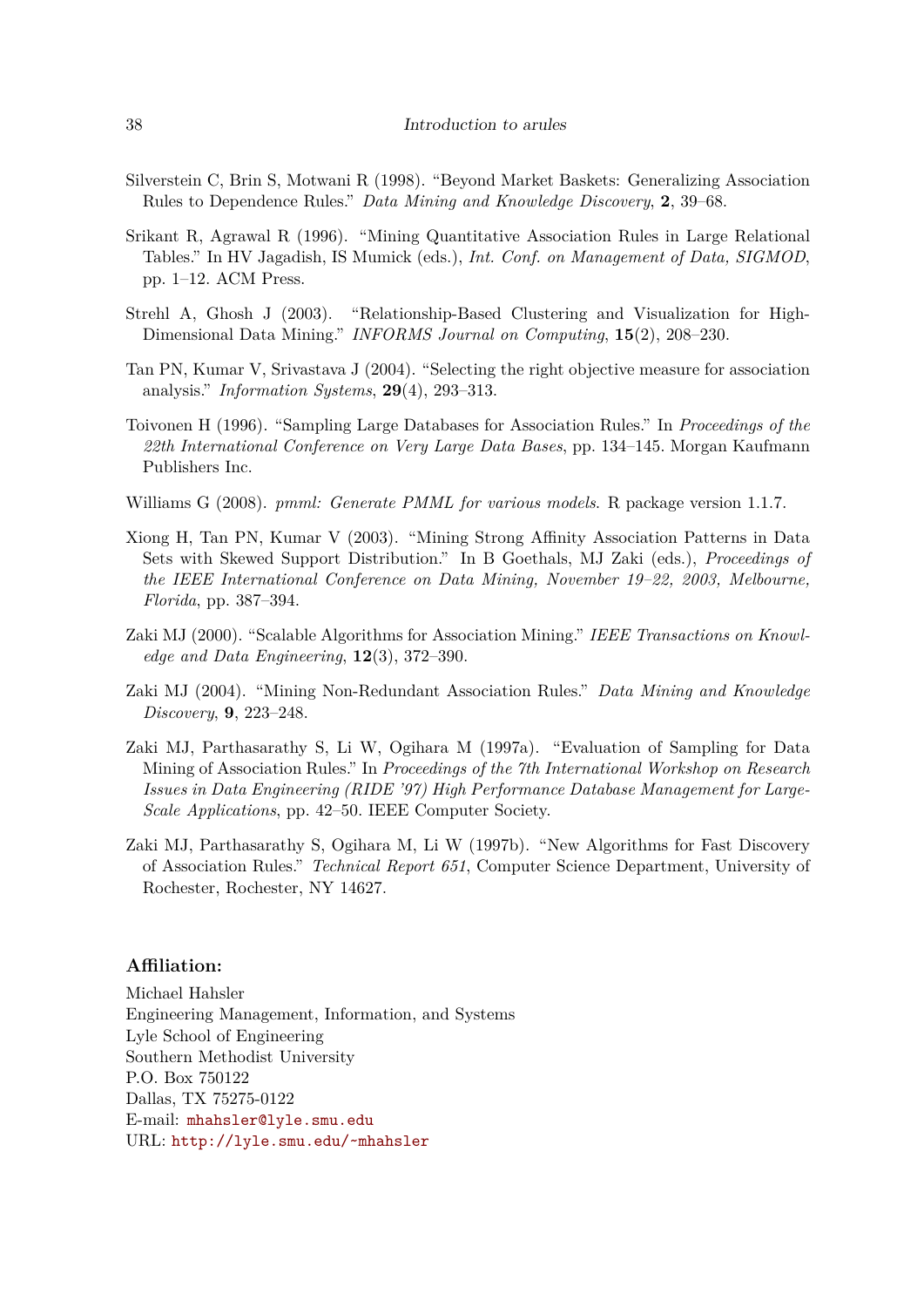Silverstein C, Brin S, Motwani R (1998). "Beyond Market Baskets: Generalizing Association Rules to Dependence Rules." *Data Mining and Knowledge Discovery*, **2**, 39–68.

Srikant R, Agrawal R (1996). "Mining Quantitative Association Rules in Large Relational Tables." In HV Jagadish, IS Mumick (eds.), *Int. Conf. on Management of Data, SIGMOD*, pp. 1–12. ACM Press.

Strehl A, Ghosh J (2003). "Relationship-Based Clustering and Visualization for High-Dimensional Data Mining." *INFORMS Journal on Computing*, **15**(2), 208–230.

Tan PN, Kumar V, Srivastava J (2004). "Selecting the right objective measure for association analysis." *Information Systems*, **29**(4), 293–313.

Toivonen H (1996). "Sampling Large Databases for Association Rules." In *Proceedings of the 22th International Conference on Very Large Data Bases*, pp. 134–145. Morgan Kaufmann Publishers Inc.

Williams G (2008). *pmml: Generate PMML for various models*. R package version 1.1.7.

Xiong H, Tan PN, Kumar V (2003). "Mining Strong Affinity Association Patterns in Data Sets with Skewed Support Distribution." In B Goethals, MJ Zaki (eds.), *Proceedings of the IEEE International Conference on Data Mining, November 19–22, 2003, Melbourne, Florida*, pp. 387–394.

Zaki MJ (2000). "Scalable Algorithms for Association Mining." *IEEE Transactions on Knowledge and Data Engineering*, **12**(3), 372–390.

Zaki MJ (2004). "Mining Non-Redundant Association Rules." *Data Mining and Knowledge Discovery*, **9**, 223–248.

Zaki MJ, Parthasarathy S, Li W, Ogihara M (1997a). "Evaluation of Sampling for Data Mining of Association Rules." In *Proceedings of the 7th International Workshop on Research Issues in Data Engineering (RIDE '97) High Performance Database Management for Large-Scale Applications*, pp. 42–50. IEEE Computer Society.

Zaki MJ, Parthasarathy S, Ogihara M, Li W (1997b). "New Algorithms for Fast Discovery of Association Rules." *Technical Report 651*, Computer Science Department, University of Rochester, Rochester, NY 14627.

**Affiliation:**

Michael Hahsler
Engineering Management, Information, and Systems
Lyle School of Engineering
Southern Methodist University
P.O. Box 750122
Dallas, TX 75275-0122
E-mail: mhahsler@lyle.smu.edu
URL: http://lyle.smu.edu/~mhahsler